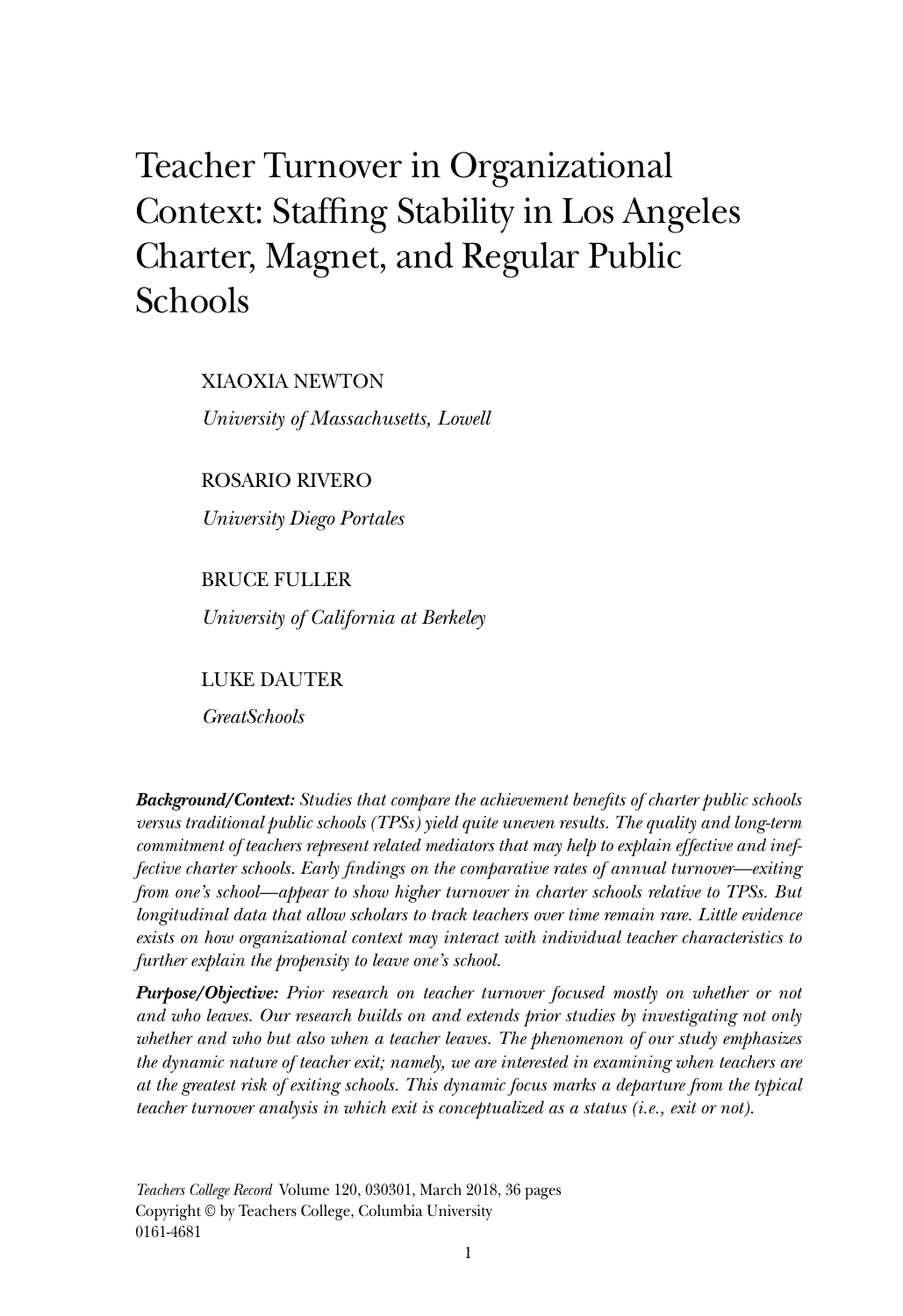# Teacher Turnover in Organizational Context: Staffing Stability in Los Angeles Charter, Magnet, and Regular Public Schools

XIAOXIA NEWTON

*University of Massachusetts, Lowell*

ROSARIO RIVERO

*University Diego Portales*

BRUCE FULLER

*University of California at Berkeley*

LUKE DAUTER

*GreatSchools*

***Background/Context:*** *Studies that compare the achievement benefits of charter public schools versus traditional public schools (TPSs) yield quite uneven results. The quality and long-term commitment of teachers represent related mediators that may help to explain effective and ineffective charter schools. Early findings on the comparative rates of annual turnover—exiting from one's school—appear to show higher turnover in charter schools relative to TPSs. But longitudinal data that allow scholars to track teachers over time remain rare. Little evidence exists on how organizational context may interact with individual teacher characteristics to further explain the propensity to leave one's school.*

***Purpose/Objective:*** *Prior research on teacher turnover focused mostly on whether or not and who leaves. Our research builds on and extends prior studies by investigating not only whether and who but also when a teacher leaves. The phenomenon of our study emphasizes the dynamic nature of teacher exit; namely, we are interested in examining when teachers are at the greatest risk of exiting schools. This dynamic focus marks a departure from the typical teacher turnover analysis in which exit is conceptualized as a status (i.e., exit or not).*

*Teachers College Record* Volume 120, 030301, March 2018, 36 pages
Copyright © by Teachers College, Columbia University
0161-4681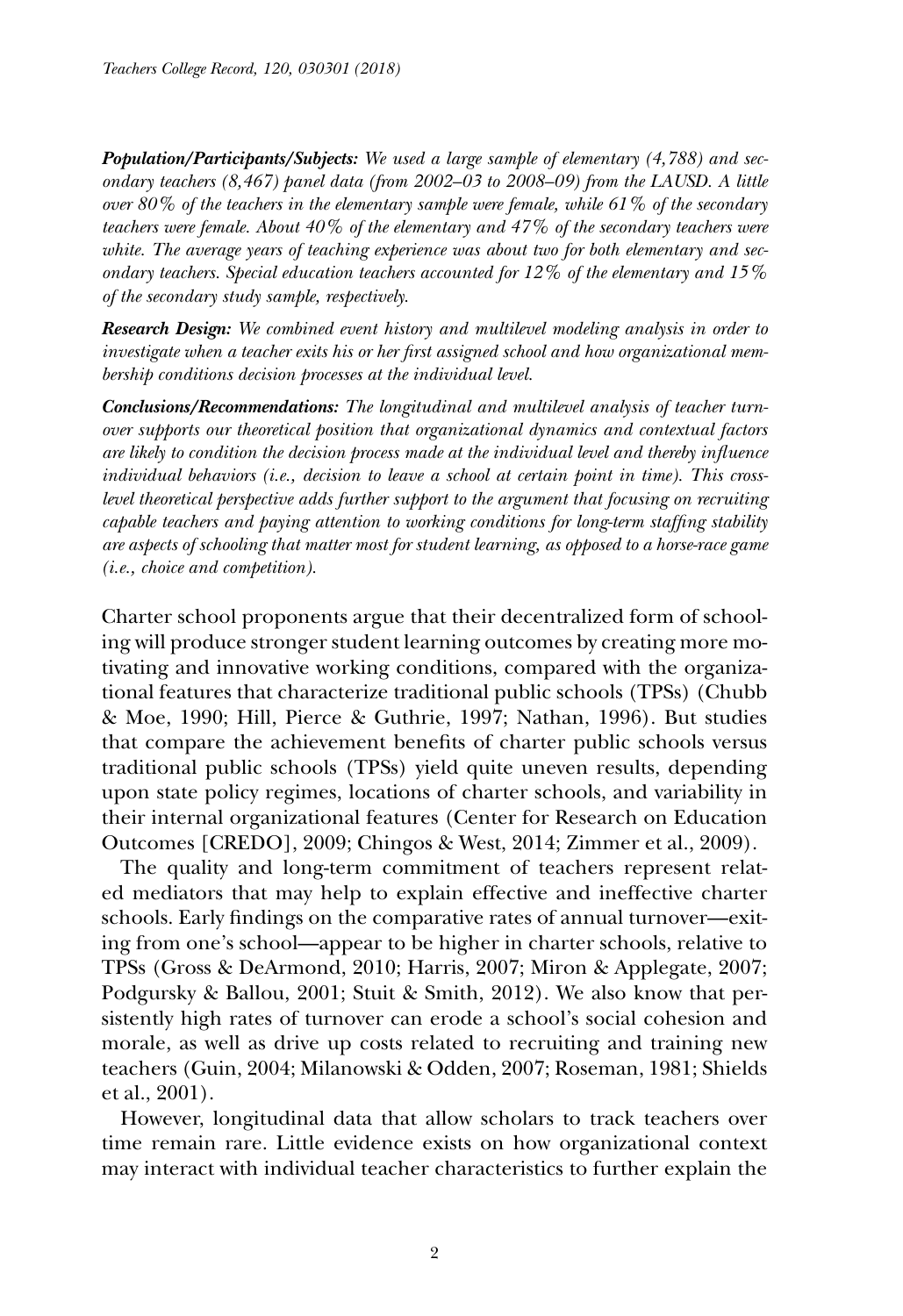***Population/Participants/Subjects:*** *We used a large sample of elementary (4,788) and secondary teachers (8,467) panel data (from 2002–03 to 2008–09) from the LAUSD. A little over 80% of the teachers in the elementary sample were female, while 61% of the secondary teachers were female. About 40% of the elementary and 47% of the secondary teachers were white. The average years of teaching experience was about two for both elementary and secondary teachers. Special education teachers accounted for 12% of the elementary and 15% of the secondary study sample, respectively.*

***Research Design:*** *We combined event history and multilevel modeling analysis in order to investigate when a teacher exits his or her first assigned school and how organizational membership conditions decision processes at the individual level.*

***Conclusions/Recommendations:*** *The longitudinal and multilevel analysis of teacher turnover supports our theoretical position that organizational dynamics and contextual factors are likely to condition the decision process made at the individual level and thereby influence individual behaviors (i.e., decision to leave a school at certain point in time). This cross-level theoretical perspective adds further support to the argument that focusing on recruiting capable teachers and paying attention to working conditions for long-term staffing stability are aspects of schooling that matter most for student learning, as opposed to a horse-race game (i.e., choice and competition).*

Charter school proponents argue that their decentralized form of schooling will produce stronger student learning outcomes by creating more motivating and innovative working conditions, compared with the organizational features that characterize traditional public schools (TPSs) (Chubb & Moe, 1990; Hill, Pierce & Guthrie, 1997; Nathan, 1996). But studies that compare the achievement benefits of charter public schools versus traditional public schools (TPSs) yield quite uneven results, depending upon state policy regimes, locations of charter schools, and variability in their internal organizational features (Center for Research on Education Outcomes [CREDO], 2009; Chingos & West, 2014; Zimmer et al., 2009).

The quality and long-term commitment of teachers represent related mediators that may help to explain effective and ineffective charter schools. Early findings on the comparative rates of annual turnover—exiting from one's school—appear to be higher in charter schools, relative to TPSs (Gross & DeArmond, 2010; Harris, 2007; Miron & Applegate, 2007; Podgursky & Ballou, 2001; Stuit & Smith, 2012). We also know that persistently high rates of turnover can erode a school's social cohesion and morale, as well as drive up costs related to recruiting and training new teachers (Guin, 2004; Milanowski & Odden, 2007; Roseman, 1981; Shields et al., 2001).

However, longitudinal data that allow scholars to track teachers over time remain rare. Little evidence exists on how organizational context may interact with individual teacher characteristics to further explain the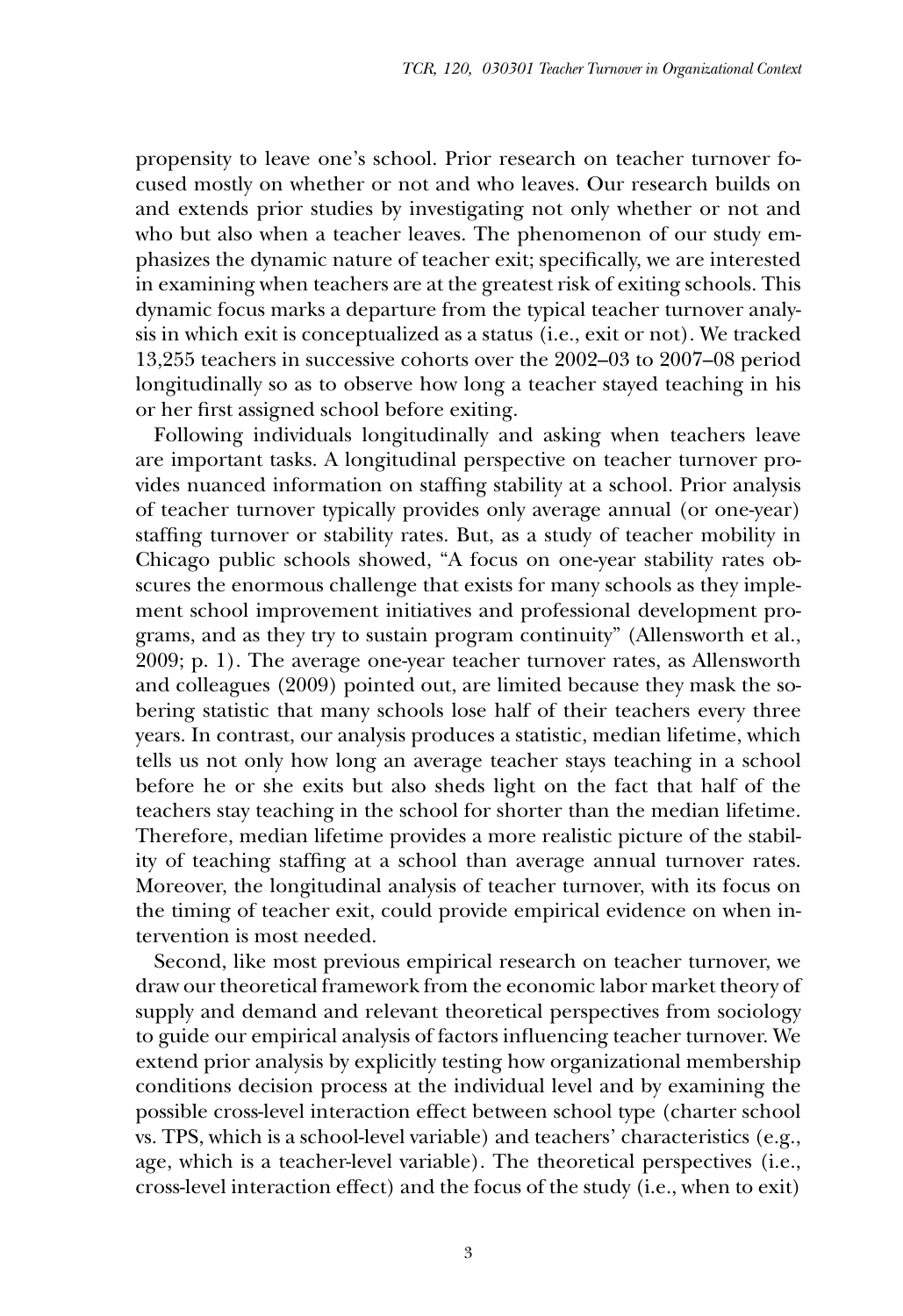propensity to leave one's school. Prior research on teacher turnover focused mostly on whether or not and who leaves. Our research builds on and extends prior studies by investigating not only whether or not and who but also when a teacher leaves. The phenomenon of our study emphasizes the dynamic nature of teacher exit; specifically, we are interested in examining when teachers are at the greatest risk of exiting schools. This dynamic focus marks a departure from the typical teacher turnover analysis in which exit is conceptualized as a status (i.e., exit or not). We tracked 13,255 teachers in successive cohorts over the 2002–03 to 2007–08 period longitudinally so as to observe how long a teacher stayed teaching in his or her first assigned school before exiting.

Following individuals longitudinally and asking when teachers leave are important tasks. A longitudinal perspective on teacher turnover provides nuanced information on staffing stability at a school. Prior analysis of teacher turnover typically provides only average annual (or one-year) staffing turnover or stability rates. But, as a study of teacher mobility in Chicago public schools showed, "A focus on one-year stability rates obscures the enormous challenge that exists for many schools as they implement school improvement initiatives and professional development programs, and as they try to sustain program continuity" (Allensworth et al., 2009; p. 1). The average one-year teacher turnover rates, as Allensworth and colleagues (2009) pointed out, are limited because they mask the sobering statistic that many schools lose half of their teachers every three years. In contrast, our analysis produces a statistic, median lifetime, which tells us not only how long an average teacher stays teaching in a school before he or she exits but also sheds light on the fact that half of the teachers stay teaching in the school for shorter than the median lifetime. Therefore, median lifetime provides a more realistic picture of the stability of teaching staffing at a school than average annual turnover rates. Moreover, the longitudinal analysis of teacher turnover, with its focus on the timing of teacher exit, could provide empirical evidence on when intervention is most needed.

Second, like most previous empirical research on teacher turnover, we draw our theoretical framework from the economic labor market theory of supply and demand and relevant theoretical perspectives from sociology to guide our empirical analysis of factors influencing teacher turnover. We extend prior analysis by explicitly testing how organizational membership conditions decision process at the individual level and by examining the possible cross-level interaction effect between school type (charter school vs. TPS, which is a school-level variable) and teachers' characteristics (e.g., age, which is a teacher-level variable). The theoretical perspectives (i.e., cross-level interaction effect) and the focus of the study (i.e., when to exit)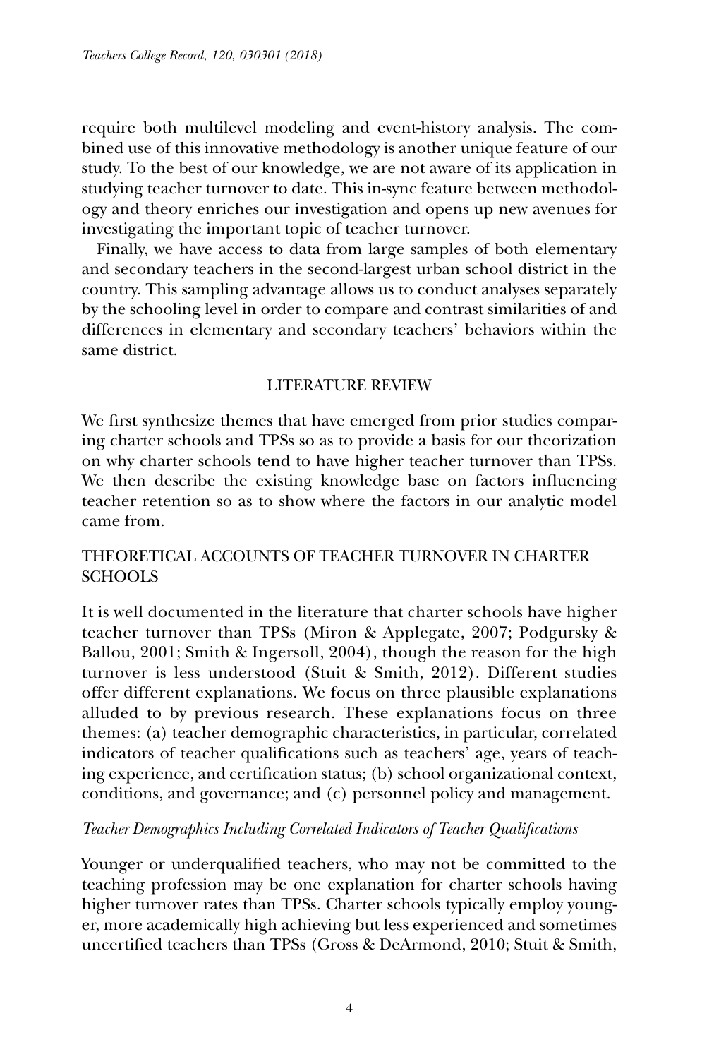require both multilevel modeling and event-history analysis. The combined use of this innovative methodology is another unique feature of our study. To the best of our knowledge, we are not aware of its application in studying teacher turnover to date. This in-sync feature between methodology and theory enriches our investigation and opens up new avenues for investigating the important topic of teacher turnover.

Finally, we have access to data from large samples of both elementary and secondary teachers in the second-largest urban school district in the country. This sampling advantage allows us to conduct analyses separately by the schooling level in order to compare and contrast similarities of and differences in elementary and secondary teachers' behaviors within the same district.

## LITERATURE REVIEW

We first synthesize themes that have emerged from prior studies comparing charter schools and TPSs so as to provide a basis for our theorization on why charter schools tend to have higher teacher turnover than TPSs. We then describe the existing knowledge base on factors influencing teacher retention so as to show where the factors in our analytic model came from.

## THEORETICAL ACCOUNTS OF TEACHER TURNOVER IN CHARTER SCHOOLS

It is well documented in the literature that charter schools have higher teacher turnover than TPSs (Miron & Applegate, 2007; Podgursky & Ballou, 2001; Smith & Ingersoll, 2004), though the reason for the high turnover is less understood (Stuit & Smith, 2012). Different studies offer different explanations. We focus on three plausible explanations alluded to by previous research. These explanations focus on three themes: (a) teacher demographic characteristics, in particular, correlated indicators of teacher qualifications such as teachers' age, years of teaching experience, and certification status; (b) school organizational context, conditions, and governance; and (c) personnel policy and management.

### *Teacher Demographics Including Correlated Indicators of Teacher Qualifications*

Younger or underqualified teachers, who may not be committed to the teaching profession may be one explanation for charter schools having higher turnover rates than TPSs. Charter schools typically employ younger, more academically high achieving but less experienced and sometimes uncertified teachers than TPSs (Gross & DeArmond, 2010; Stuit & Smith,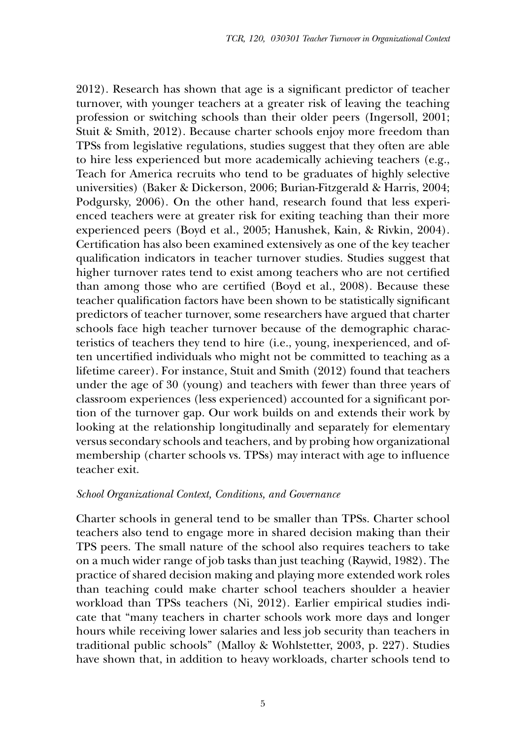2012). Research has shown that age is a significant predictor of teacher turnover, with younger teachers at a greater risk of leaving the teaching profession or switching schools than their older peers (Ingersoll, 2001; Stuit & Smith, 2012). Because charter schools enjoy more freedom than TPSs from legislative regulations, studies suggest that they often are able to hire less experienced but more academically achieving teachers (e.g., Teach for America recruits who tend to be graduates of highly selective universities) (Baker & Dickerson, 2006; Burian-Fitzgerald & Harris, 2004; Podgursky, 2006). On the other hand, research found that less experienced teachers were at greater risk for exiting teaching than their more experienced peers (Boyd et al., 2005; Hanushek, Kain, & Rivkin, 2004). Certification has also been examined extensively as one of the key teacher qualification indicators in teacher turnover studies. Studies suggest that higher turnover rates tend to exist among teachers who are not certified than among those who are certified (Boyd et al., 2008). Because these teacher qualification factors have been shown to be statistically significant predictors of teacher turnover, some researchers have argued that charter schools face high teacher turnover because of the demographic characteristics of teachers they tend to hire (i.e., young, inexperienced, and often uncertified individuals who might not be committed to teaching as a lifetime career). For instance, Stuit and Smith (2012) found that teachers under the age of 30 (young) and teachers with fewer than three years of classroom experiences (less experienced) accounted for a significant portion of the turnover gap. Our work builds on and extends their work by looking at the relationship longitudinally and separately for elementary versus secondary schools and teachers, and by probing how organizational membership (charter schools vs. TPSs) may interact with age to influence teacher exit.

### *School Organizational Context, Conditions, and Governance*

Charter schools in general tend to be smaller than TPSs. Charter school teachers also tend to engage more in shared decision making than their TPS peers. The small nature of the school also requires teachers to take on a much wider range of job tasks than just teaching (Raywid, 1982). The practice of shared decision making and playing more extended work roles than teaching could make charter school teachers shoulder a heavier workload than TPSs teachers (Ni, 2012). Earlier empirical studies indicate that "many teachers in charter schools work more days and longer hours while receiving lower salaries and less job security than teachers in traditional public schools" (Malloy & Wohlstetter, 2003, p. 227). Studies have shown that, in addition to heavy workloads, charter schools tend to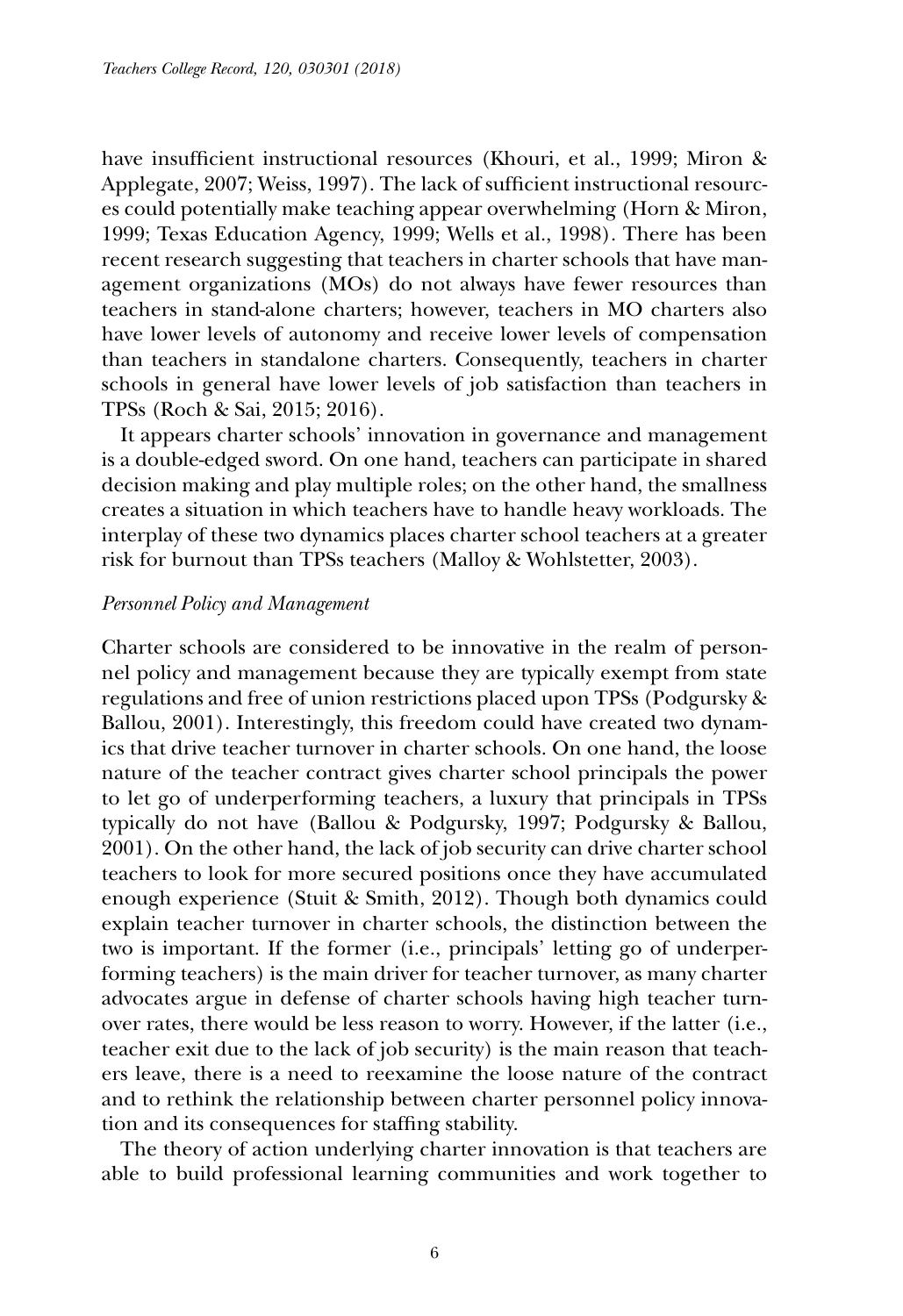have insufficient instructional resources (Khouri, et al., 1999; Miron & Applegate, 2007; Weiss, 1997). The lack of sufficient instructional resources could potentially make teaching appear overwhelming (Horn & Miron, 1999; Texas Education Agency, 1999; Wells et al., 1998). There has been recent research suggesting that teachers in charter schools that have management organizations (MOs) do not always have fewer resources than teachers in stand-alone charters; however, teachers in MO charters also have lower levels of autonomy and receive lower levels of compensation than teachers in standalone charters. Consequently, teachers in charter schools in general have lower levels of job satisfaction than teachers in TPSs (Roch & Sai, 2015; 2016).

It appears charter schools' innovation in governance and management is a double-edged sword. On one hand, teachers can participate in shared decision making and play multiple roles; on the other hand, the smallness creates a situation in which teachers have to handle heavy workloads. The interplay of these two dynamics places charter school teachers at a greater risk for burnout than TPSs teachers (Malloy & Wohlstetter, 2003).

*Personnel Policy and Management*

Charter schools are considered to be innovative in the realm of personnel policy and management because they are typically exempt from state regulations and free of union restrictions placed upon TPSs (Podgursky & Ballou, 2001). Interestingly, this freedom could have created two dynamics that drive teacher turnover in charter schools. On one hand, the loose nature of the teacher contract gives charter school principals the power to let go of underperforming teachers, a luxury that principals in TPSs typically do not have (Ballou & Podgursky, 1997; Podgursky & Ballou, 2001). On the other hand, the lack of job security can drive charter school teachers to look for more secured positions once they have accumulated enough experience (Stuit & Smith, 2012). Though both dynamics could explain teacher turnover in charter schools, the distinction between the two is important. If the former (i.e., principals' letting go of underperforming teachers) is the main driver for teacher turnover, as many charter advocates argue in defense of charter schools having high teacher turnover rates, there would be less reason to worry. However, if the latter (i.e., teacher exit due to the lack of job security) is the main reason that teachers leave, there is a need to reexamine the loose nature of the contract and to rethink the relationship between charter personnel policy innovation and its consequences for staffing stability.

The theory of action underlying charter innovation is that teachers are able to build professional learning communities and work together to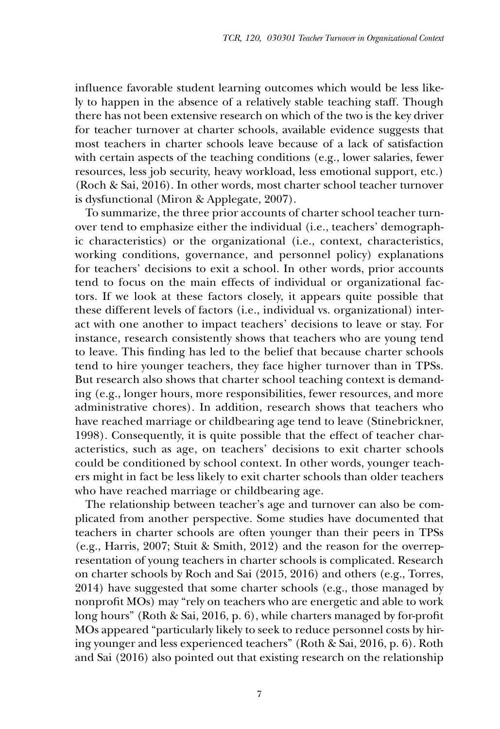influence favorable student learning outcomes which would be less likely to happen in the absence of a relatively stable teaching staff. Though there has not been extensive research on which of the two is the key driver for teacher turnover at charter schools, available evidence suggests that most teachers in charter schools leave because of a lack of satisfaction with certain aspects of the teaching conditions (e.g., lower salaries, fewer resources, less job security, heavy workload, less emotional support, etc.) (Roch & Sai, 2016). In other words, most charter school teacher turnover is dysfunctional (Miron & Applegate, 2007).

To summarize, the three prior accounts of charter school teacher turnover tend to emphasize either the individual (i.e., teachers' demographic characteristics) or the organizational (i.e., context, characteristics, working conditions, governance, and personnel policy) explanations for teachers' decisions to exit a school. In other words, prior accounts tend to focus on the main effects of individual or organizational factors. If we look at these factors closely, it appears quite possible that these different levels of factors (i.e., individual vs. organizational) interact with one another to impact teachers' decisions to leave or stay. For instance, research consistently shows that teachers who are young tend to leave. This finding has led to the belief that because charter schools tend to hire younger teachers, they face higher turnover than in TPSs. But research also shows that charter school teaching context is demanding (e.g., longer hours, more responsibilities, fewer resources, and more administrative chores). In addition, research shows that teachers who have reached marriage or childbearing age tend to leave (Stinebrickner, 1998). Consequently, it is quite possible that the effect of teacher characteristics, such as age, on teachers' decisions to exit charter schools could be conditioned by school context. In other words, younger teachers might in fact be less likely to exit charter schools than older teachers who have reached marriage or childbearing age.

The relationship between teacher's age and turnover can also be complicated from another perspective. Some studies have documented that teachers in charter schools are often younger than their peers in TPSs (e.g., Harris, 2007; Stuit & Smith, 2012) and the reason for the overrepresentation of young teachers in charter schools is complicated. Research on charter schools by Roch and Sai (2015, 2016) and others (e.g., Torres, 2014) have suggested that some charter schools (e.g., those managed by nonprofit MOs) may "rely on teachers who are energetic and able to work long hours" (Roth & Sai, 2016, p. 6), while charters managed by for-profit MOs appeared "particularly likely to seek to reduce personnel costs by hiring younger and less experienced teachers" (Roth & Sai, 2016, p. 6). Roth and Sai (2016) also pointed out that existing research on the relationship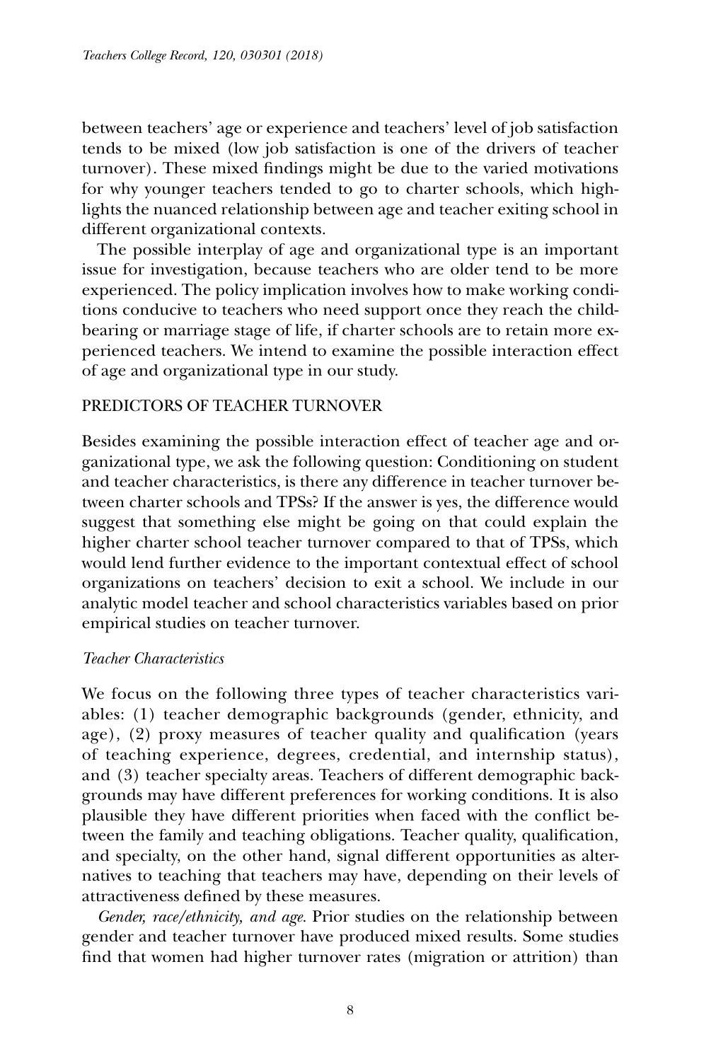between teachers' age or experience and teachers' level of job satisfaction tends to be mixed (low job satisfaction is one of the drivers of teacher turnover). These mixed findings might be due to the varied motivations for why younger teachers tended to go to charter schools, which highlights the nuanced relationship between age and teacher exiting school in different organizational contexts.

The possible interplay of age and organizational type is an important issue for investigation, because teachers who are older tend to be more experienced. The policy implication involves how to make working conditions conducive to teachers who need support once they reach the childbearing or marriage stage of life, if charter schools are to retain more experienced teachers. We intend to examine the possible interaction effect of age and organizational type in our study.

## PREDICTORS OF TEACHER TURNOVER

Besides examining the possible interaction effect of teacher age and organizational type, we ask the following question: Conditioning on student and teacher characteristics, is there any difference in teacher turnover between charter schools and TPSs? If the answer is yes, the difference would suggest that something else might be going on that could explain the higher charter school teacher turnover compared to that of TPSs, which would lend further evidence to the important contextual effect of school organizations on teachers' decision to exit a school. We include in our analytic model teacher and school characteristics variables based on prior empirical studies on teacher turnover.

### *Teacher Characteristics*

We focus on the following three types of teacher characteristics variables: (1) teacher demographic backgrounds (gender, ethnicity, and age), (2) proxy measures of teacher quality and qualification (years of teaching experience, degrees, credential, and internship status), and (3) teacher specialty areas. Teachers of different demographic backgrounds may have different preferences for working conditions. It is also plausible they have different priorities when faced with the conflict between the family and teaching obligations. Teacher quality, qualification, and specialty, on the other hand, signal different opportunities as alternatives to teaching that teachers may have, depending on their levels of attractiveness defined by these measures.

*Gender, race/ethnicity, and age.* Prior studies on the relationship between gender and teacher turnover have produced mixed results. Some studies find that women had higher turnover rates (migration or attrition) than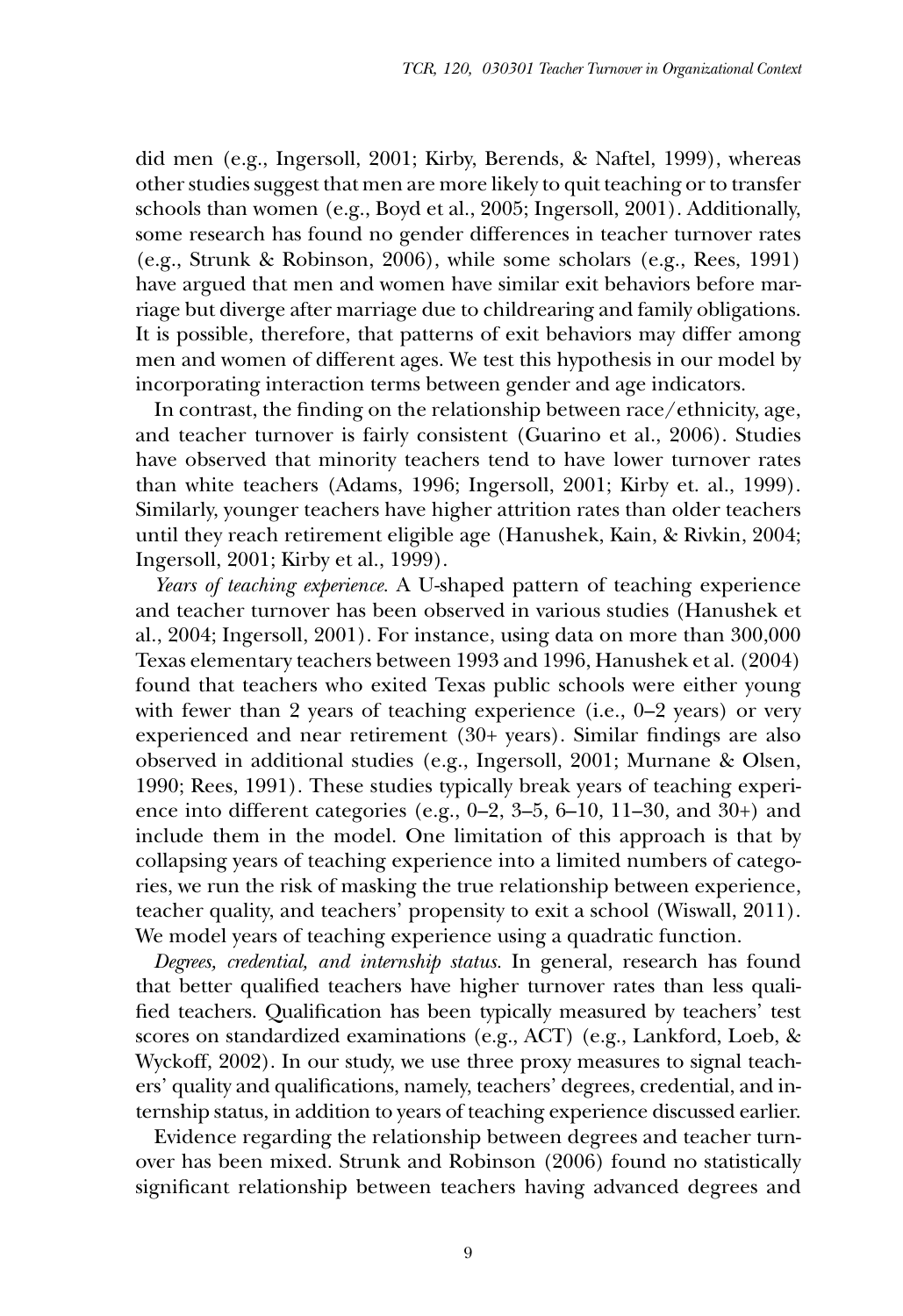did men (e.g., Ingersoll, 2001; Kirby, Berends, & Naftel, 1999), whereas other studies suggest that men are more likely to quit teaching or to transfer schools than women (e.g., Boyd et al., 2005; Ingersoll, 2001). Additionally, some research has found no gender differences in teacher turnover rates (e.g., Strunk & Robinson, 2006), while some scholars (e.g., Rees, 1991) have argued that men and women have similar exit behaviors before marriage but diverge after marriage due to childrearing and family obligations. It is possible, therefore, that patterns of exit behaviors may differ among men and women of different ages. We test this hypothesis in our model by incorporating interaction terms between gender and age indicators.

In contrast, the finding on the relationship between race/ethnicity, age, and teacher turnover is fairly consistent (Guarino et al., 2006). Studies have observed that minority teachers tend to have lower turnover rates than white teachers (Adams, 1996; Ingersoll, 2001; Kirby et. al., 1999). Similarly, younger teachers have higher attrition rates than older teachers until they reach retirement eligible age (Hanushek, Kain, & Rivkin, 2004; Ingersoll, 2001; Kirby et al., 1999).

*Years of teaching experience.* A U-shaped pattern of teaching experience and teacher turnover has been observed in various studies (Hanushek et al., 2004; Ingersoll, 2001). For instance, using data on more than 300,000 Texas elementary teachers between 1993 and 1996, Hanushek et al. (2004) found that teachers who exited Texas public schools were either young with fewer than 2 years of teaching experience (i.e., 0–2 years) or very experienced and near retirement (30+ years). Similar findings are also observed in additional studies (e.g., Ingersoll, 2001; Murnane & Olsen, 1990; Rees, 1991). These studies typically break years of teaching experience into different categories (e.g., 0–2, 3–5, 6–10, 11–30, and 30+) and include them in the model. One limitation of this approach is that by collapsing years of teaching experience into a limited numbers of categories, we run the risk of masking the true relationship between experience, teacher quality, and teachers' propensity to exit a school (Wiswall, 2011). We model years of teaching experience using a quadratic function.

*Degrees, credential, and internship status.* In general, research has found that better qualified teachers have higher turnover rates than less qualified teachers. Qualification has been typically measured by teachers' test scores on standardized examinations (e.g., ACT) (e.g., Lankford, Loeb, & Wyckoff, 2002). In our study, we use three proxy measures to signal teachers' quality and qualifications, namely, teachers' degrees, credential, and internship status, in addition to years of teaching experience discussed earlier.

Evidence regarding the relationship between degrees and teacher turnover has been mixed. Strunk and Robinson (2006) found no statistically significant relationship between teachers having advanced degrees and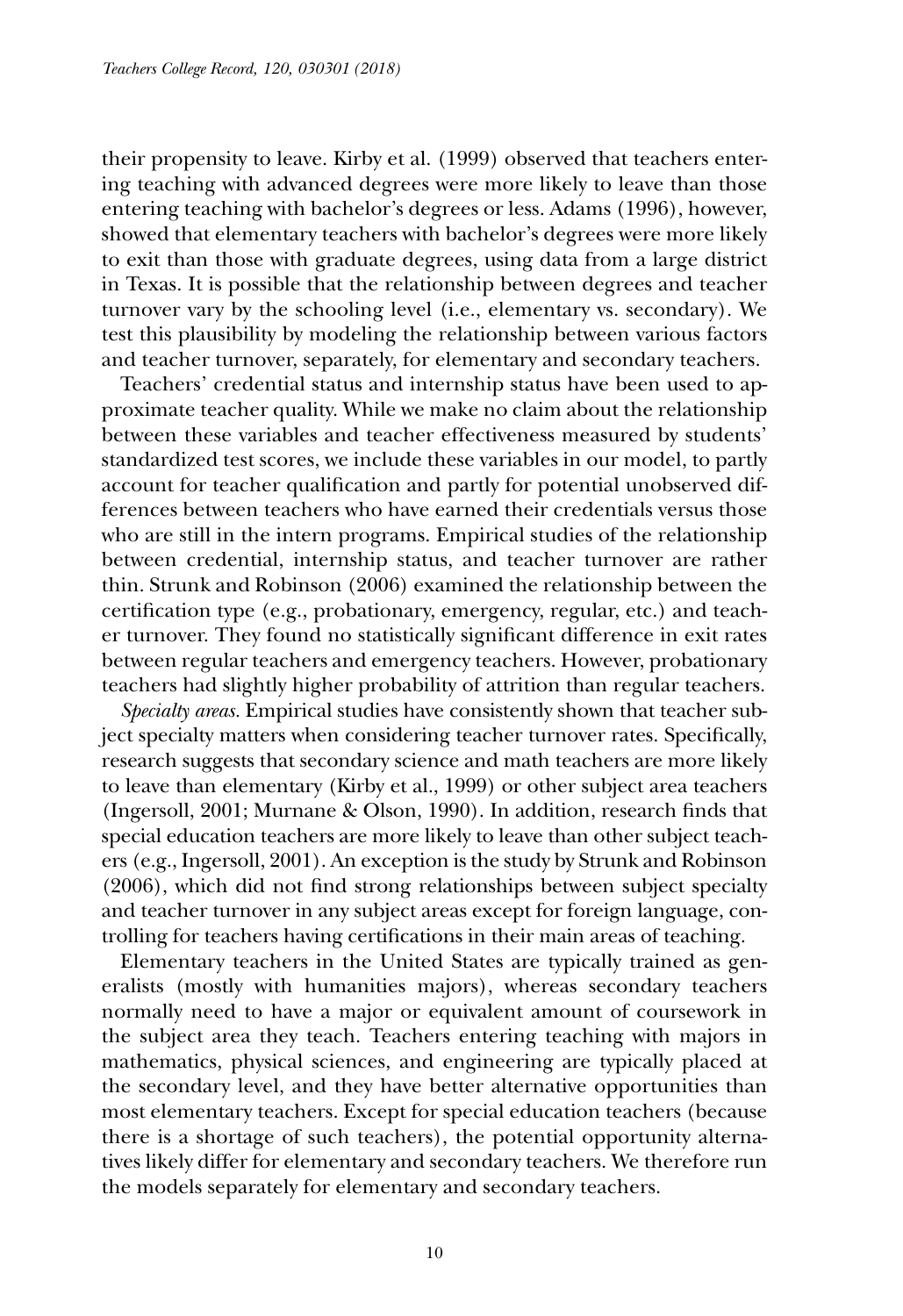their propensity to leave. Kirby et al. (1999) observed that teachers entering teaching with advanced degrees were more likely to leave than those entering teaching with bachelor's degrees or less. Adams (1996), however, showed that elementary teachers with bachelor's degrees were more likely to exit than those with graduate degrees, using data from a large district in Texas. It is possible that the relationship between degrees and teacher turnover vary by the schooling level (i.e., elementary vs. secondary). We test this plausibility by modeling the relationship between various factors and teacher turnover, separately, for elementary and secondary teachers.

Teachers' credential status and internship status have been used to approximate teacher quality. While we make no claim about the relationship between these variables and teacher effectiveness measured by students' standardized test scores, we include these variables in our model, to partly account for teacher qualification and partly for potential unobserved differences between teachers who have earned their credentials versus those who are still in the intern programs. Empirical studies of the relationship between credential, internship status, and teacher turnover are rather thin. Strunk and Robinson (2006) examined the relationship between the certification type (e.g., probationary, emergency, regular, etc.) and teacher turnover. They found no statistically significant difference in exit rates between regular teachers and emergency teachers. However, probationary teachers had slightly higher probability of attrition than regular teachers.

*Specialty areas.* Empirical studies have consistently shown that teacher subject specialty matters when considering teacher turnover rates. Specifically, research suggests that secondary science and math teachers are more likely to leave than elementary (Kirby et al., 1999) or other subject area teachers (Ingersoll, 2001; Murnane & Olson, 1990). In addition, research finds that special education teachers are more likely to leave than other subject teachers (e.g., Ingersoll, 2001). An exception is the study by Strunk and Robinson (2006), which did not find strong relationships between subject specialty and teacher turnover in any subject areas except for foreign language, controlling for teachers having certifications in their main areas of teaching.

Elementary teachers in the United States are typically trained as generalists (mostly with humanities majors), whereas secondary teachers normally need to have a major or equivalent amount of coursework in the subject area they teach. Teachers entering teaching with majors in mathematics, physical sciences, and engineering are typically placed at the secondary level, and they have better alternative opportunities than most elementary teachers. Except for special education teachers (because there is a shortage of such teachers), the potential opportunity alternatives likely differ for elementary and secondary teachers. We therefore run the models separately for elementary and secondary teachers.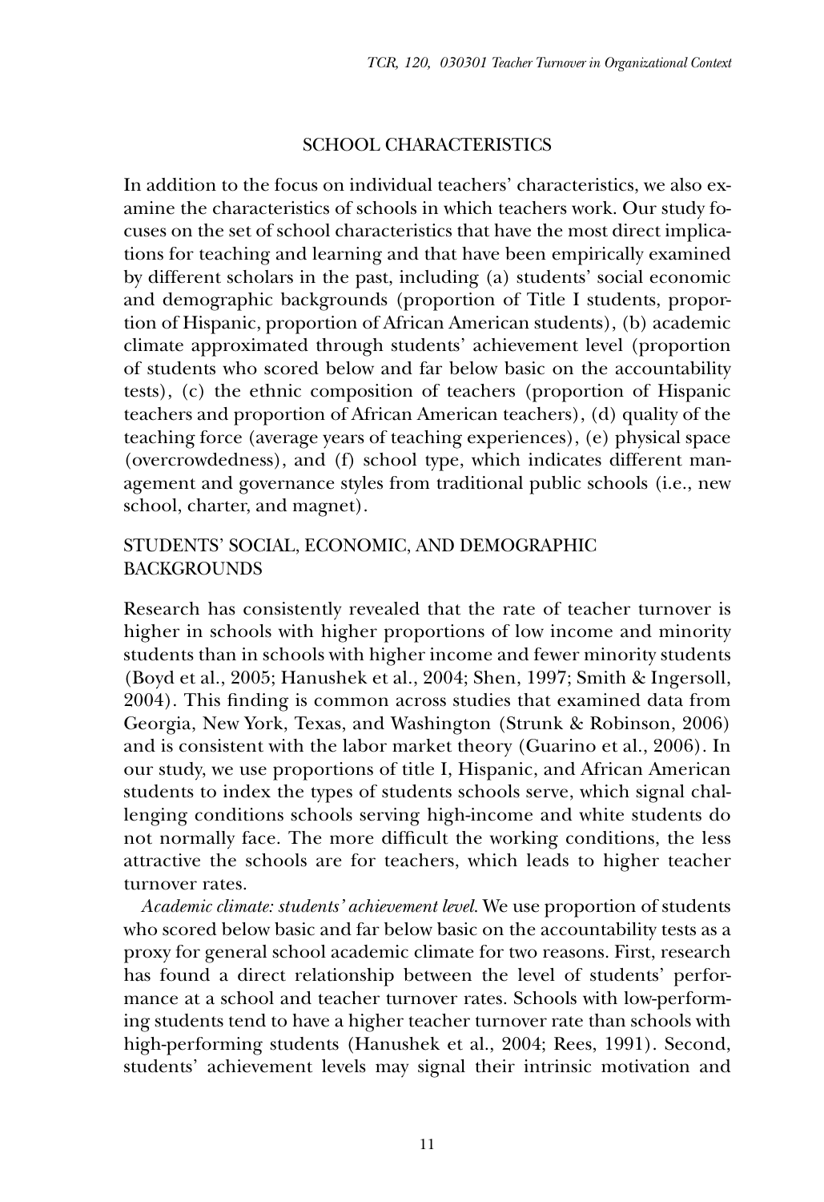## SCHOOL CHARACTERISTICS

In addition to the focus on individual teachers' characteristics, we also examine the characteristics of schools in which teachers work. Our study focuses on the set of school characteristics that have the most direct implications for teaching and learning and that have been empirically examined by different scholars in the past, including (a) students' social economic and demographic backgrounds (proportion of Title I students, proportion of Hispanic, proportion of African American students), (b) academic climate approximated through students' achievement level (proportion of students who scored below and far below basic on the accountability tests), (c) the ethnic composition of teachers (proportion of Hispanic teachers and proportion of African American teachers), (d) quality of the teaching force (average years of teaching experiences), (e) physical space (overcrowdedness), and (f) school type, which indicates different management and governance styles from traditional public schools (i.e., new school, charter, and magnet).

## STUDENTS' SOCIAL, ECONOMIC, AND DEMOGRAPHIC BACKGROUNDS

Research has consistently revealed that the rate of teacher turnover is higher in schools with higher proportions of low income and minority students than in schools with higher income and fewer minority students (Boyd et al., 2005; Hanushek et al., 2004; Shen, 1997; Smith & Ingersoll, 2004). This finding is common across studies that examined data from Georgia, New York, Texas, and Washington (Strunk & Robinson, 2006) and is consistent with the labor market theory (Guarino et al., 2006). In our study, we use proportions of title I, Hispanic, and African American students to index the types of students schools serve, which signal challenging conditions schools serving high-income and white students do not normally face. The more difficult the working conditions, the less attractive the schools are for teachers, which leads to higher teacher turnover rates.

*Academic climate: students' achievement level.* We use proportion of students who scored below basic and far below basic on the accountability tests as a proxy for general school academic climate for two reasons. First, research has found a direct relationship between the level of students' performance at a school and teacher turnover rates. Schools with low-performing students tend to have a higher teacher turnover rate than schools with high-performing students (Hanushek et al., 2004; Rees, 1991). Second, students' achievement levels may signal their intrinsic motivation and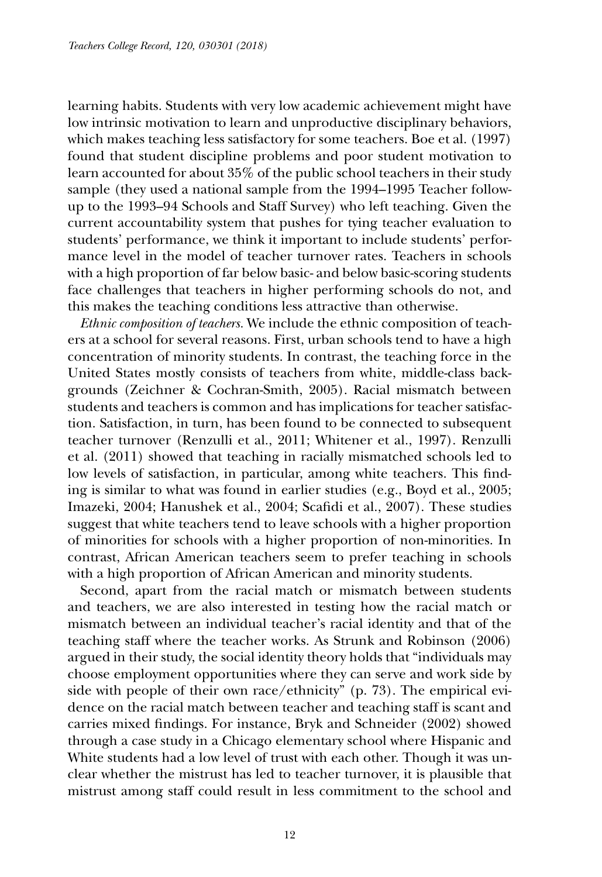learning habits. Students with very low academic achievement might have low intrinsic motivation to learn and unproductive disciplinary behaviors, which makes teaching less satisfactory for some teachers. Boe et al. (1997) found that student discipline problems and poor student motivation to learn accounted for about 35% of the public school teachers in their study sample (they used a national sample from the 1994–1995 Teacher follow-up to the 1993–94 Schools and Staff Survey) who left teaching. Given the current accountability system that pushes for tying teacher evaluation to students' performance, we think it important to include students' performance level in the model of teacher turnover rates. Teachers in schools with a high proportion of far below basic- and below basic-scoring students face challenges that teachers in higher performing schools do not, and this makes the teaching conditions less attractive than otherwise.

*Ethnic composition of teachers.* We include the ethnic composition of teachers at a school for several reasons. First, urban schools tend to have a high concentration of minority students. In contrast, the teaching force in the United States mostly consists of teachers from white, middle-class backgrounds (Zeichner & Cochran-Smith, 2005). Racial mismatch between students and teachers is common and has implications for teacher satisfaction. Satisfaction, in turn, has been found to be connected to subsequent teacher turnover (Renzulli et al., 2011; Whitener et al., 1997). Renzulli et al. (2011) showed that teaching in racially mismatched schools led to low levels of satisfaction, in particular, among white teachers. This finding is similar to what was found in earlier studies (e.g., Boyd et al., 2005; Imazeki, 2004; Hanushek et al., 2004; Scafidi et al., 2007). These studies suggest that white teachers tend to leave schools with a higher proportion of minorities for schools with a higher proportion of non-minorities. In contrast, African American teachers seem to prefer teaching in schools with a high proportion of African American and minority students.

Second, apart from the racial match or mismatch between students and teachers, we are also interested in testing how the racial match or mismatch between an individual teacher's racial identity and that of the teaching staff where the teacher works. As Strunk and Robinson (2006) argued in their study, the social identity theory holds that "individuals may choose employment opportunities where they can serve and work side by side with people of their own race/ethnicity" (p. 73). The empirical evidence on the racial match between teacher and teaching staff is scant and carries mixed findings. For instance, Bryk and Schneider (2002) showed through a case study in a Chicago elementary school where Hispanic and White students had a low level of trust with each other. Though it was unclear whether the mistrust has led to teacher turnover, it is plausible that mistrust among staff could result in less commitment to the school and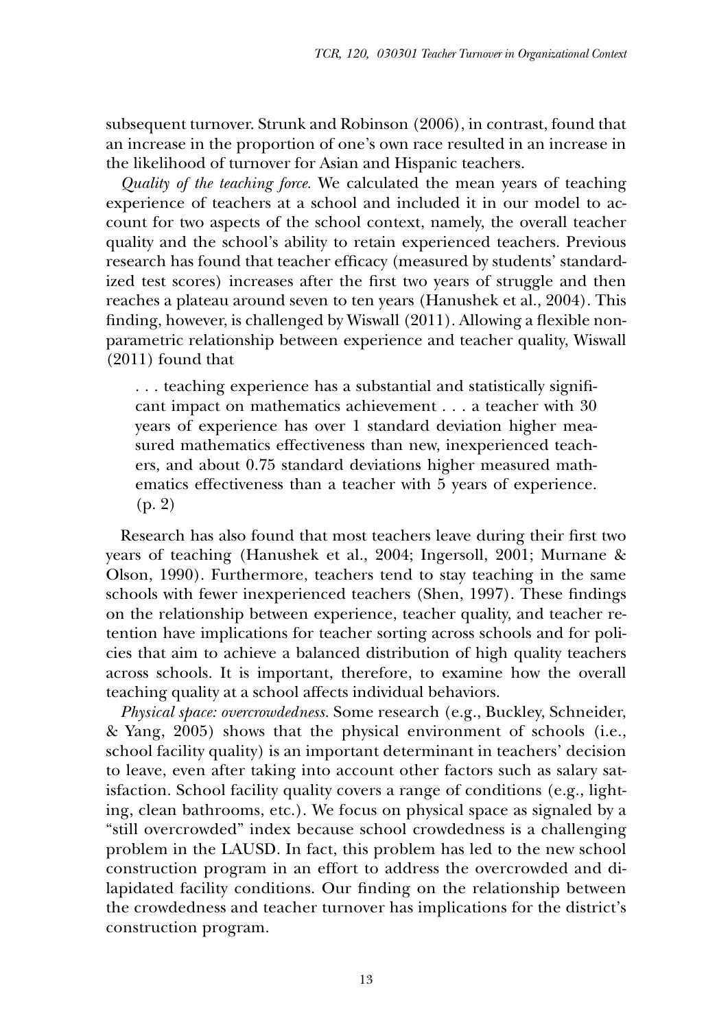subsequent turnover. Strunk and Robinson (2006), in contrast, found that an increase in the proportion of one's own race resulted in an increase in the likelihood of turnover for Asian and Hispanic teachers.

*Quality of the teaching force.* We calculated the mean years of teaching experience of teachers at a school and included it in our model to account for two aspects of the school context, namely, the overall teacher quality and the school's ability to retain experienced teachers. Previous research has found that teacher efficacy (measured by students' standardized test scores) increases after the first two years of struggle and then reaches a plateau around seven to ten years (Hanushek et al., 2004). This finding, however, is challenged by Wiswall (2011). Allowing a flexible nonparametric relationship between experience and teacher quality, Wiswall (2011) found that

> . . . teaching experience has a substantial and statistically significant impact on mathematics achievement . . . a teacher with 30 years of experience has over 1 standard deviation higher measured mathematics effectiveness than new, inexperienced teachers, and about 0.75 standard deviations higher measured mathematics effectiveness than a teacher with 5 years of experience. (p. 2)

Research has also found that most teachers leave during their first two years of teaching (Hanushek et al., 2004; Ingersoll, 2001; Murnane & Olson, 1990). Furthermore, teachers tend to stay teaching in the same schools with fewer inexperienced teachers (Shen, 1997). These findings on the relationship between experience, teacher quality, and teacher retention have implications for teacher sorting across schools and for policies that aim to achieve a balanced distribution of high quality teachers across schools. It is important, therefore, to examine how the overall teaching quality at a school affects individual behaviors.

*Physical space: overcrowdedness.* Some research (e.g., Buckley, Schneider, & Yang, 2005) shows that the physical environment of schools (i.e., school facility quality) is an important determinant in teachers' decision to leave, even after taking into account other factors such as salary satisfaction. School facility quality covers a range of conditions (e.g., lighting, clean bathrooms, etc.). We focus on physical space as signaled by a "still overcrowded" index because school crowdedness is a challenging problem in the LAUSD. In fact, this problem has led to the new school construction program in an effort to address the overcrowded and dilapidated facility conditions. Our finding on the relationship between the crowdedness and teacher turnover has implications for the district's construction program.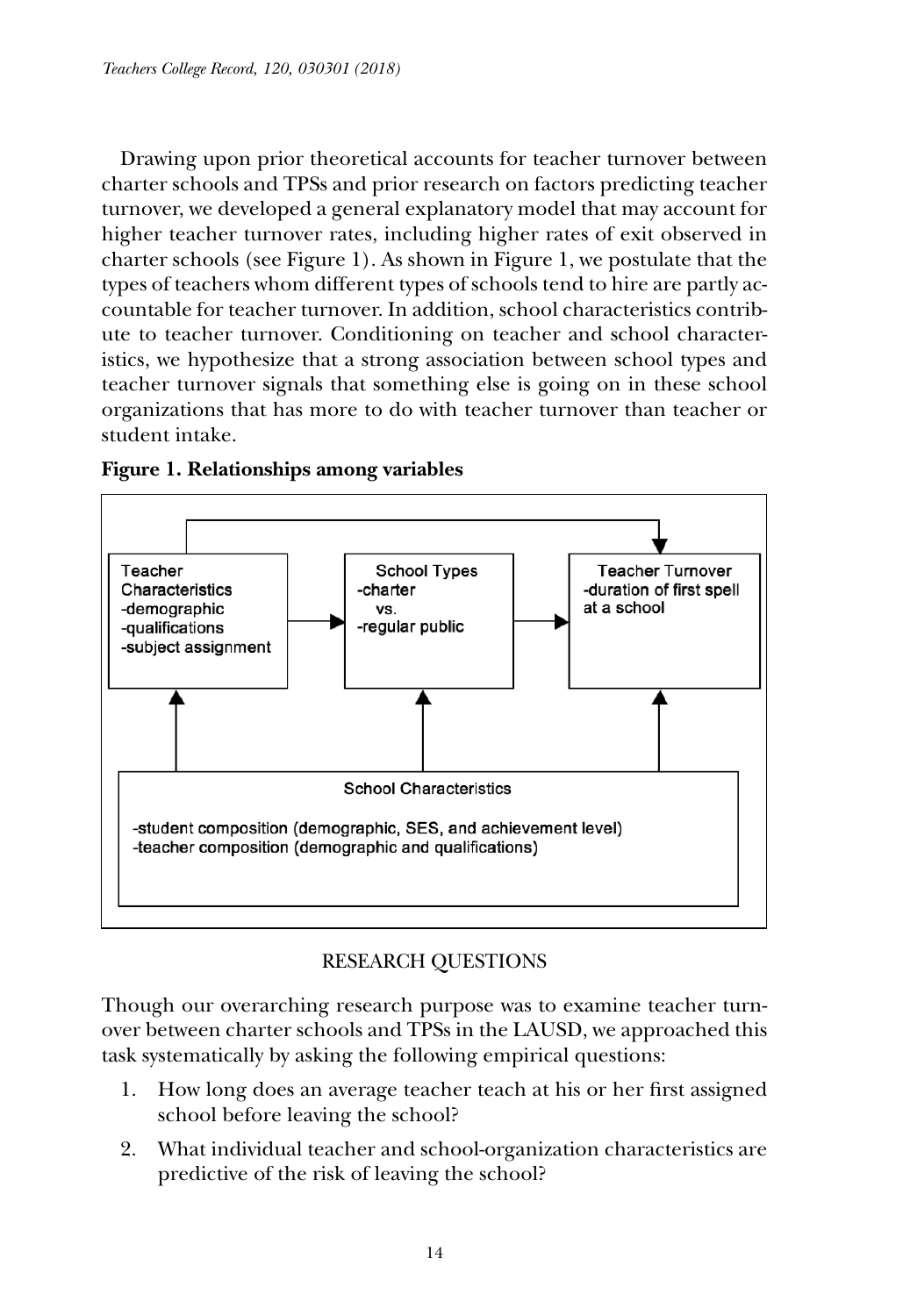Drawing upon prior theoretical accounts for teacher turnover between charter schools and TPSs and prior research on factors predicting teacher turnover, we developed a general explanatory model that may account for higher teacher turnover rates, including higher rates of exit observed in charter schools (see Figure 1). As shown in Figure 1, we postulate that the types of teachers whom different types of schools tend to hire are partly accountable for teacher turnover. In addition, school characteristics contribute to teacher turnover. Conditioning on teacher and school characteristics, we hypothesize that a strong association between school types and teacher turnover signals that something else is going on in these school organizations that has more to do with teacher turnover than teacher or student intake.

**Figure 1. Relationships among variables**

Teacher Characteristics
-demographic
-qualifications
-subject assignment

School Types
-charter
vs.
-regular public

Teacher Turnover
-duration of first spell at a school

School Characteristics

-student composition (demographic, SES, and achievement level)
-teacher composition (demographic and qualifications)

## RESEARCH QUESTIONS

Though our overarching research purpose was to examine teacher turnover between charter schools and TPSs in the LAUSD, we approached this task systematically by asking the following empirical questions:

1. How long does an average teacher teach at his or her first assigned school before leaving the school?
2. What individual teacher and school-organization characteristics are predictive of the risk of leaving the school?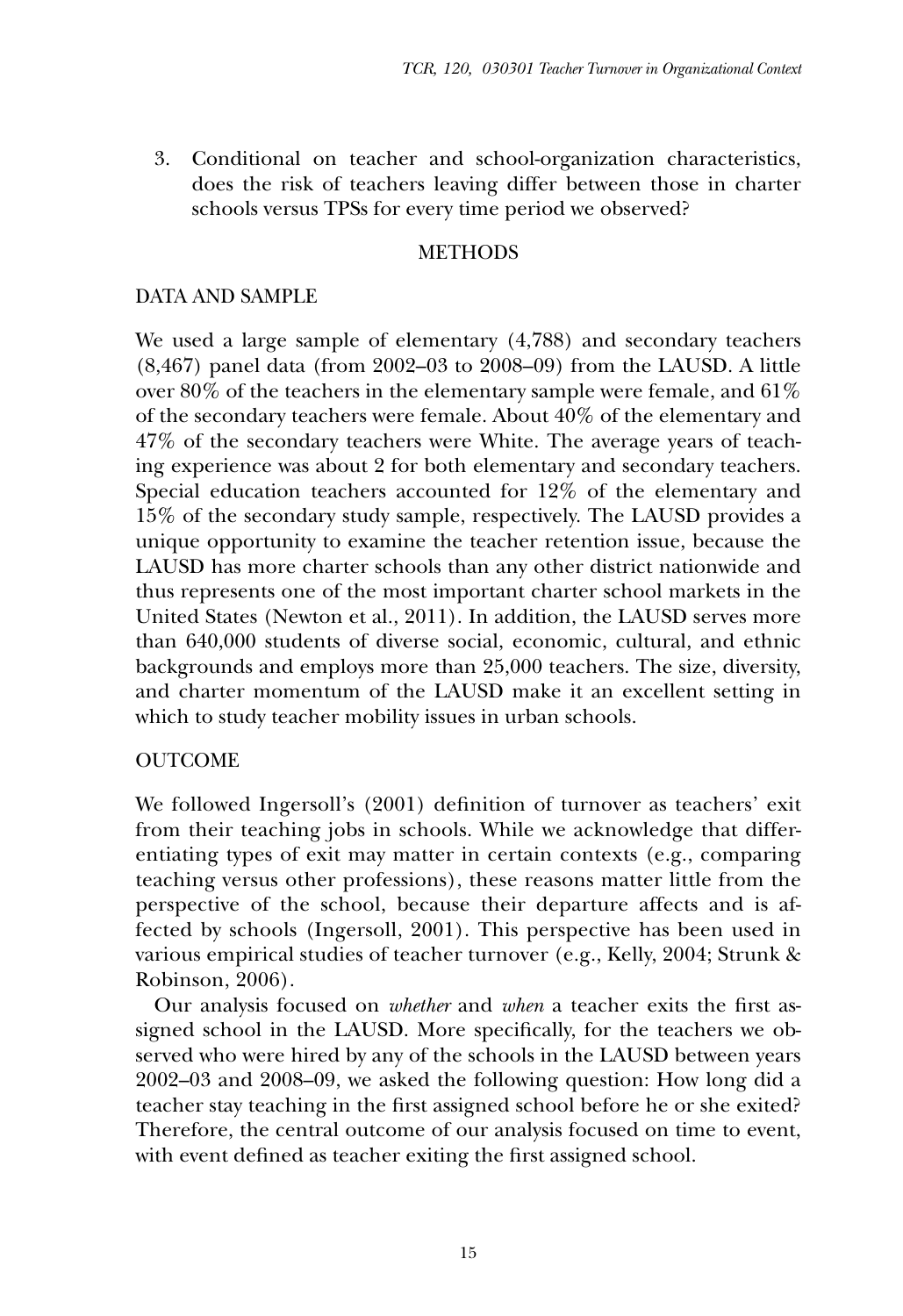3. Conditional on teacher and school-organization characteristics, does the risk of teachers leaving differ between those in charter schools versus TPSs for every time period we observed?

## METHODS

### DATA AND SAMPLE

We used a large sample of elementary (4,788) and secondary teachers (8,467) panel data (from 2002–03 to 2008–09) from the LAUSD. A little over 80% of the teachers in the elementary sample were female, and 61% of the secondary teachers were female. About 40% of the elementary and 47% of the secondary teachers were White. The average years of teaching experience was about 2 for both elementary and secondary teachers. Special education teachers accounted for 12% of the elementary and 15% of the secondary study sample, respectively. The LAUSD provides a unique opportunity to examine the teacher retention issue, because the LAUSD has more charter schools than any other district nationwide and thus represents one of the most important charter school markets in the United States (Newton et al., 2011). In addition, the LAUSD serves more than 640,000 students of diverse social, economic, cultural, and ethnic backgrounds and employs more than 25,000 teachers. The size, diversity, and charter momentum of the LAUSD make it an excellent setting in which to study teacher mobility issues in urban schools.

### OUTCOME

We followed Ingersoll's (2001) definition of turnover as teachers' exit from their teaching jobs in schools. While we acknowledge that differentiating types of exit may matter in certain contexts (e.g., comparing teaching versus other professions), these reasons matter little from the perspective of the school, because their departure affects and is affected by schools (Ingersoll, 2001). This perspective has been used in various empirical studies of teacher turnover (e.g., Kelly, 2004; Strunk & Robinson, 2006).

Our analysis focused on *whether* and *when* a teacher exits the first assigned school in the LAUSD. More specifically, for the teachers we observed who were hired by any of the schools in the LAUSD between years 2002–03 and 2008–09, we asked the following question: How long did a teacher stay teaching in the first assigned school before he or she exited? Therefore, the central outcome of our analysis focused on time to event, with event defined as teacher exiting the first assigned school.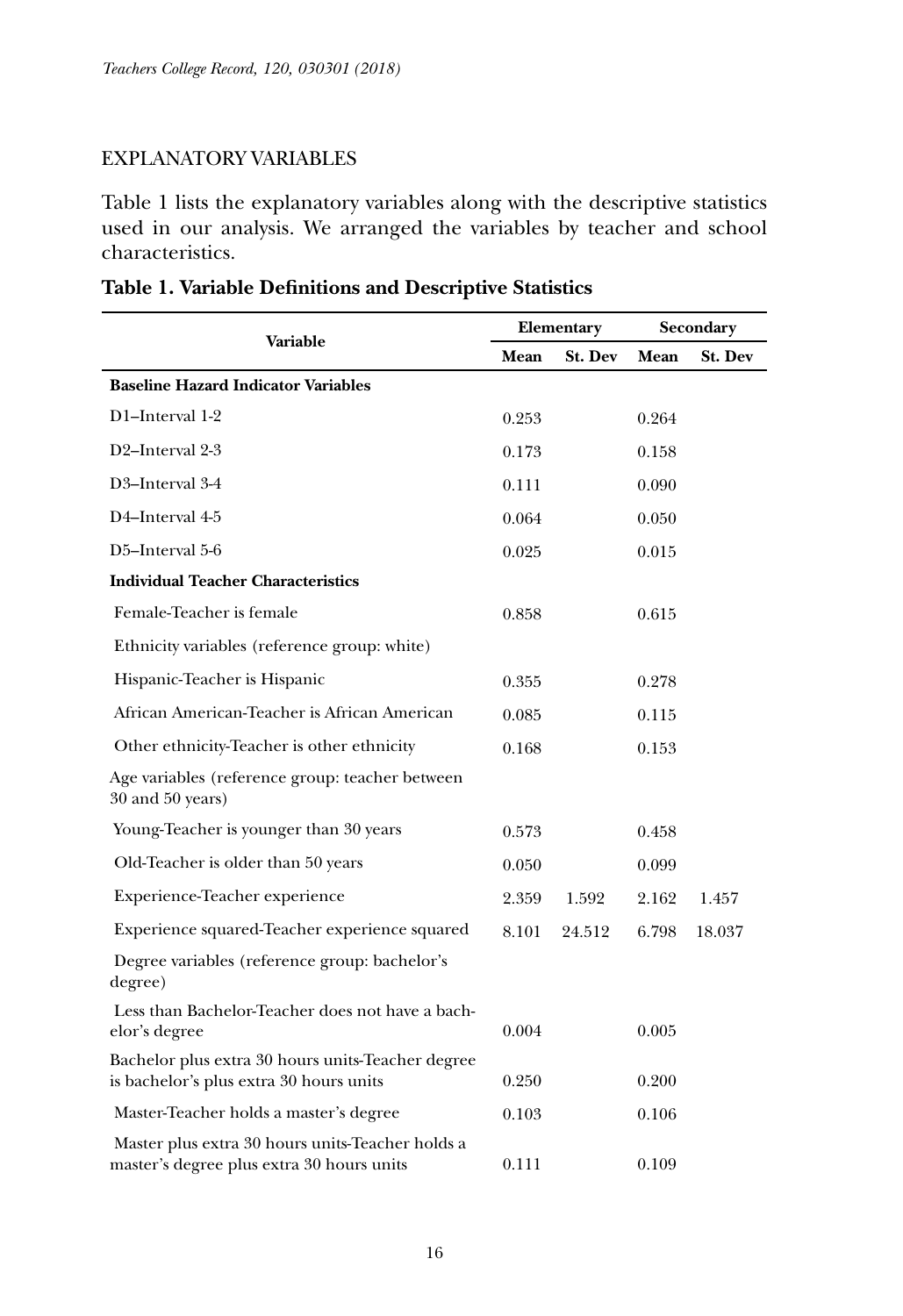## EXPLANATORY VARIABLES

Table 1 lists the explanatory variables along with the descriptive statistics used in our analysis. We arranged the variables by teacher and school characteristics.

**Table 1. Variable Definitions and Descriptive Statistics**

| Variable | Elementary | | Secondary | |
|---|---|---|---|---|
| | Mean | St. Dev | Mean | St. Dev |
| **Baseline Hazard Indicator Variables** | | | | |
| D1–Interval 1-2 | 0.253 | | 0.264 | |
| D2–Interval 2-3 | 0.173 | | 0.158 | |
| D3–Interval 3-4 | 0.111 | | 0.090 | |
| D4–Interval 4-5 | 0.064 | | 0.050 | |
| D5–Interval 5-6 | 0.025 | | 0.015 | |
| **Individual Teacher Characteristics** | | | | |
| Female-Teacher is female | 0.858 | | 0.615 | |
| Ethnicity variables (reference group: white) | | | | |
| Hispanic-Teacher is Hispanic | 0.355 | | 0.278 | |
| African American-Teacher is African American | 0.085 | | 0.115 | |
| Other ethnicity-Teacher is other ethnicity | 0.168 | | 0.153 | |
| Age variables (reference group: teacher between 30 and 50 years) | | | | |
| Young-Teacher is younger than 30 years | 0.573 | | 0.458 | |
| Old-Teacher is older than 50 years | 0.050 | | 0.099 | |
| Experience-Teacher experience | 2.359 | 1.592 | 2.162 | 1.457 |
| Experience squared-Teacher experience squared | 8.101 | 24.512 | 6.798 | 18.037 |
| Degree variables (reference group: bachelor's degree) | | | | |
| Less than Bachelor-Teacher does not have a bachelor's degree | 0.004 | | 0.005 | |
| Bachelor plus extra 30 hours units-Teacher degree is bachelor's plus extra 30 hours units | 0.250 | | 0.200 | |
| Master-Teacher holds a master's degree | 0.103 | | 0.106 | |
| Master plus extra 30 hours units-Teacher holds a master's degree plus extra 30 hours units | 0.111 | | 0.109 | |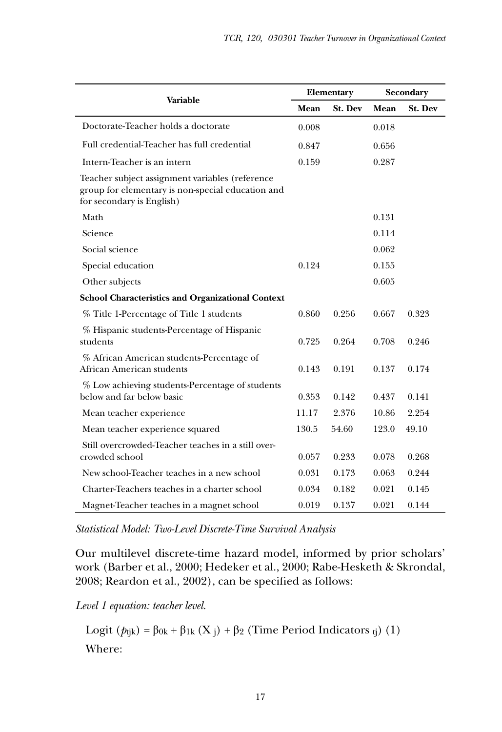| Variable | Elementary | | Secondary | |
|---|---|---|---|---|
| | Mean | St. Dev | Mean | St. Dev |
| Doctorate-Teacher holds a doctorate | 0.008 | | 0.018 | |
| Full credential-Teacher has full credential | 0.847 | | 0.656 | |
| Intern-Teacher is an intern | 0.159 | | 0.287 | |
| Teacher subject assignment variables (reference group for elementary is non-special education and for secondary is English) | | | | |
| Math | | | 0.131 | |
| Science | | | 0.114 | |
| Social science | | | 0.062 | |
| Special education | 0.124 | | 0.155 | |
| Other subjects | | | 0.605 | |
| **School Characteristics and Organizational Context** | | | | |
| % Title 1-Percentage of Title 1 students | 0.860 | 0.256 | 0.667 | 0.323 |
| % Hispanic students-Percentage of Hispanic students | 0.725 | 0.264 | 0.708 | 0.246 |
| % African American students-Percentage of African American students | 0.143 | 0.191 | 0.137 | 0.174 |
| % Low achieving students-Percentage of students below and far below basic | 0.353 | 0.142 | 0.437 | 0.141 |
| Mean teacher experience | 11.17 | 2.376 | 10.86 | 2.254 |
| Mean teacher experience squared | 130.5 | 54.60 | 123.0 | 49.10 |
| Still overcrowded-Teacher teaches in a still over-crowded school | 0.057 | 0.233 | 0.078 | 0.268 |
| New school-Teacher teaches in a new school | 0.031 | 0.173 | 0.063 | 0.244 |
| Charter-Teachers teaches in a charter school | 0.034 | 0.182 | 0.021 | 0.145 |
| Magnet-Teacher teaches in a magnet school | 0.019 | 0.137 | 0.021 | 0.144 |

*Statistical Model: Two-Level Discrete-Time Survival Analysis*

Our multilevel discrete-time hazard model, informed by prior scholars' work (Barber et al., 2000; Hedeker et al., 2000; Rabe-Hesketh & Skrondal, 2008; Reardon et al., 2002), can be specified as follows:

*Level 1 equation: teacher level.*

$$\text{Logit}\ (p_{tjk}) = \beta_{0k} + \beta_{1k}\ (X_j) + \beta_2\ (\text{Time Period Indicators}_{tj})\ (1)$$

Where: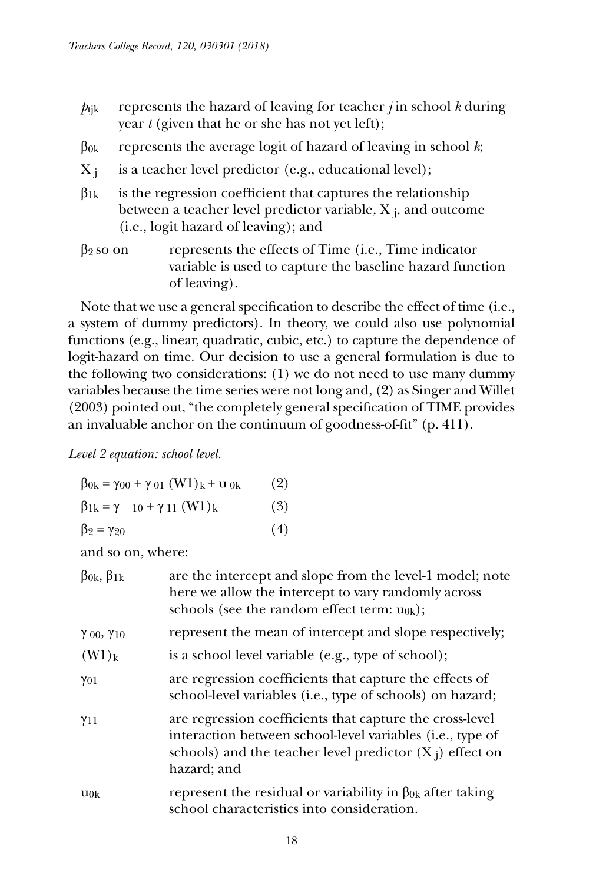$p_{tjk}$ represents the hazard of leaving for teacher *j* in school *k* during year *t* (given that he or she has not yet left);

$\beta_{0k}$ represents the average logit of hazard of leaving in school *k*;

$X_j$ is a teacher level predictor (e.g., educational level);

$\beta_{1k}$ is the regression coefficient that captures the relationship between a teacher level predictor variable, $X_j$, and outcome (i.e., logit hazard of leaving); and

$\beta_2$ so on represents the effects of Time (i.e., Time indicator variable is used to capture the baseline hazard function of leaving).

Note that we use a general specification to describe the effect of time (i.e., a system of dummy predictors). In theory, we could also use polynomial functions (e.g., linear, quadratic, cubic, etc.) to capture the dependence of logit-hazard on time. Our decision to use a general formulation is due to the following two considerations: (1) we do not need to use many dummy variables because the time series were not long and, (2) as Singer and Willet (2003) pointed out, "the completely general specification of TIME provides an invaluable anchor on the continuum of goodness-of-fit" (p. 411).

*Level 2 equation: school level.*

$$\beta_{0k} = \gamma_{00} + \gamma_{01} (W1)_k + u_{0k} \quad (2)$$

$$\beta_{1k} = \gamma_{10} + \gamma_{11} (W1)_k \quad (3)$$

$$\beta_2 = \gamma_{20} \quad (4)$$

and so on, where:

$\beta_{0k}$, $\beta_{1k}$ are the intercept and slope from the level-1 model; note here we allow the intercept to vary randomly across schools (see the random effect term: $u_{0k}$);

$\gamma_{00}$, $\gamma_{10}$ represent the mean of intercept and slope respectively;

$(W1)_k$ is a school level variable (e.g., type of school);

$\gamma_{01}$ are regression coefficients that capture the effects of school-level variables (i.e., type of schools) on hazard;

$\gamma_{11}$ are regression coefficients that capture the cross-level interaction between school-level variables (i.e., type of schools) and the teacher level predictor ($X_j$) effect on hazard; and

$u_{0k}$ represent the residual or variability in $\beta_{0k}$ after taking school characteristics into consideration.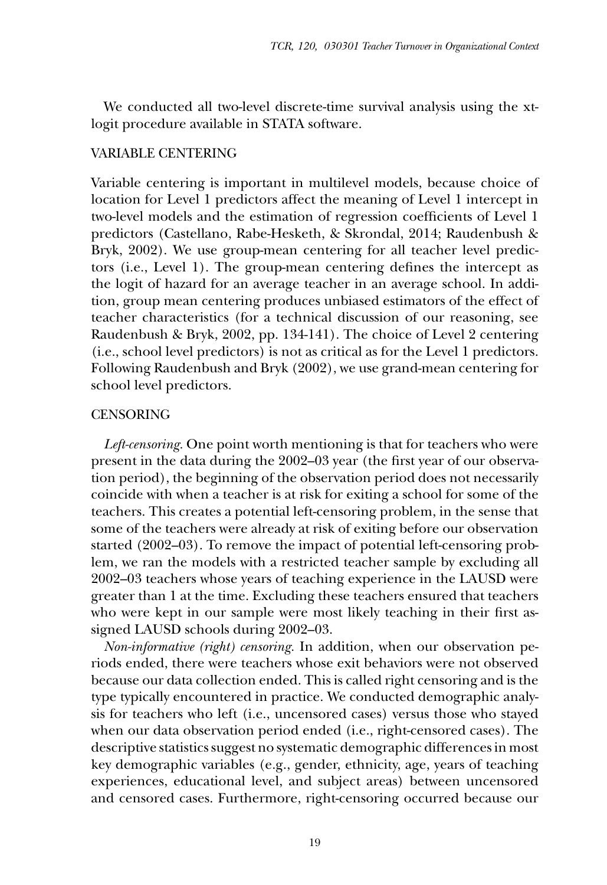We conducted all two-level discrete-time survival analysis using the xtlogit procedure available in STATA software.

## VARIABLE CENTERING

Variable centering is important in multilevel models, because choice of location for Level 1 predictors affect the meaning of Level 1 intercept in two-level models and the estimation of regression coefficients of Level 1 predictors (Castellano, Rabe-Hesketh, & Skrondal, 2014; Raudenbush & Bryk, 2002). We use group-mean centering for all teacher level predictors (i.e., Level 1). The group-mean centering defines the intercept as the logit of hazard for an average teacher in an average school. In addition, group mean centering produces unbiased estimators of the effect of teacher characteristics (for a technical discussion of our reasoning, see Raudenbush & Bryk, 2002, pp. 134-141). The choice of Level 2 centering (i.e., school level predictors) is not as critical as for the Level 1 predictors. Following Raudenbush and Bryk (2002), we use grand-mean centering for school level predictors.

## CENSORING

*Left-censoring*. One point worth mentioning is that for teachers who were present in the data during the 2002–03 year (the first year of our observation period), the beginning of the observation period does not necessarily coincide with when a teacher is at risk for exiting a school for some of the teachers. This creates a potential left-censoring problem, in the sense that some of the teachers were already at risk of exiting before our observation started (2002–03). To remove the impact of potential left-censoring problem, we ran the models with a restricted teacher sample by excluding all 2002–03 teachers whose years of teaching experience in the LAUSD were greater than 1 at the time. Excluding these teachers ensured that teachers who were kept in our sample were most likely teaching in their first assigned LAUSD schools during 2002–03.

*Non-informative (right) censoring*. In addition, when our observation periods ended, there were teachers whose exit behaviors were not observed because our data collection ended. This is called right censoring and is the type typically encountered in practice. We conducted demographic analysis for teachers who left (i.e., uncensored cases) versus those who stayed when our data observation period ended (i.e., right-censored cases). The descriptive statistics suggest no systematic demographic differences in most key demographic variables (e.g., gender, ethnicity, age, years of teaching experiences, educational level, and subject areas) between uncensored and censored cases. Furthermore, right-censoring occurred because our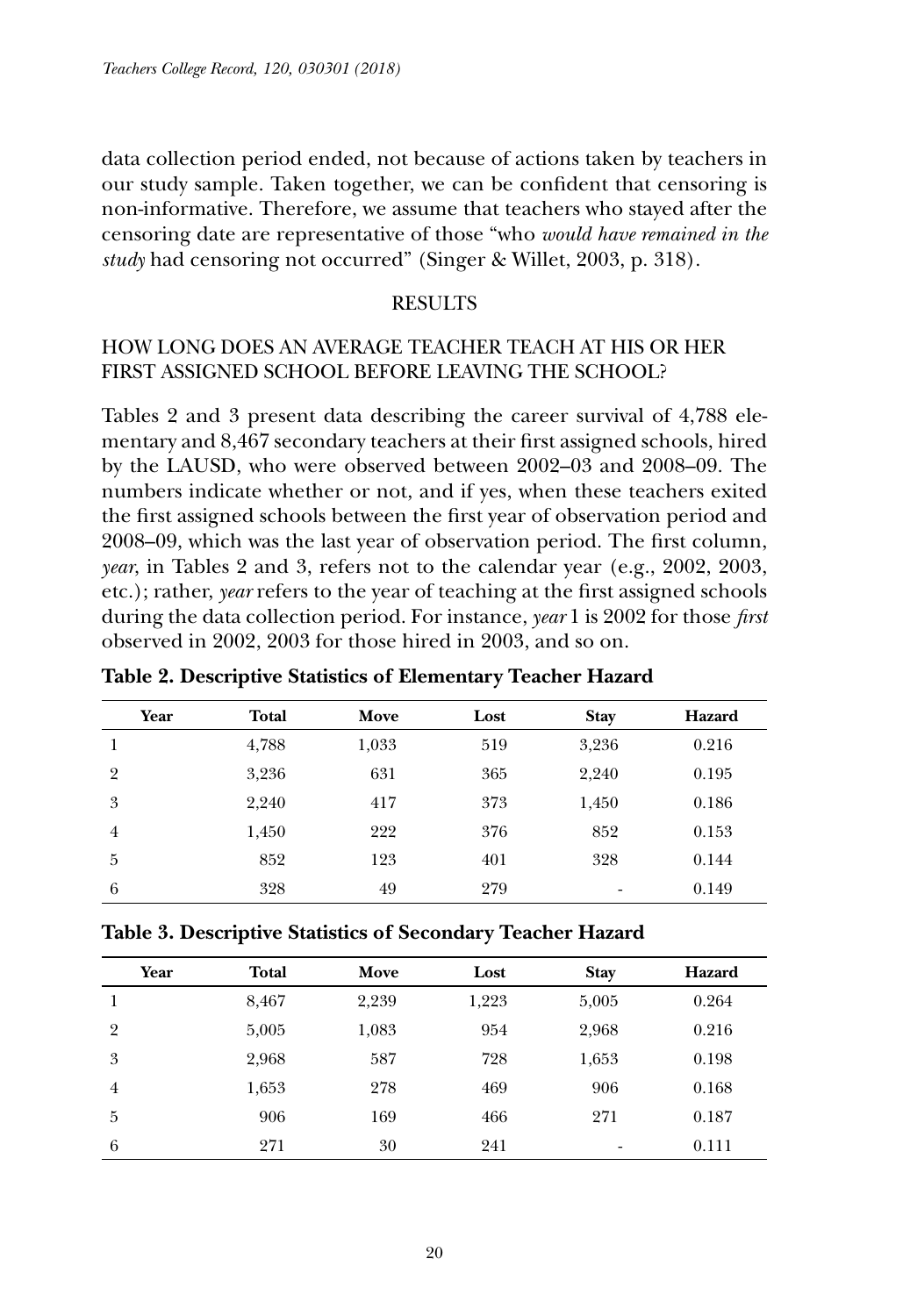data collection period ended, not because of actions taken by teachers in our study sample. Taken together, we can be confident that censoring is non-informative. Therefore, we assume that teachers who stayed after the censoring date are representative of those "who *would have remained in the study* had censoring not occurred" (Singer & Willet, 2003, p. 318).

## RESULTS

### HOW LONG DOES AN AVERAGE TEACHER TEACH AT HIS OR HER FIRST ASSIGNED SCHOOL BEFORE LEAVING THE SCHOOL?

Tables 2 and 3 present data describing the career survival of 4,788 elementary and 8,467 secondary teachers at their first assigned schools, hired by the LAUSD, who were observed between 2002–03 and 2008–09. The numbers indicate whether or not, and if yes, when these teachers exited the first assigned schools between the first year of observation period and 2008–09, which was the last year of observation period. The first column, *year*, in Tables 2 and 3, refers not to the calendar year (e.g., 2002, 2003, etc.); rather, *year* refers to the year of teaching at the first assigned schools during the data collection period. For instance, *year* 1 is 2002 for those *first* observed in 2002, 2003 for those hired in 2003, and so on.

**Table 2. Descriptive Statistics of Elementary Teacher Hazard**

| Year | Total | Move | Lost | Stay | Hazard |
|---|---|---|---|---|---|
| 1 | 4,788 | 1,033 | 519 | 3,236 | 0.216 |
| 2 | 3,236 | 631 | 365 | 2,240 | 0.195 |
| 3 | 2,240 | 417 | 373 | 1,450 | 0.186 |
| 4 | 1,450 | 222 | 376 | 852 | 0.153 |
| 5 | 852 | 123 | 401 | 328 | 0.144 |
| 6 | 328 | 49 | 279 | - | 0.149 |

**Table 3. Descriptive Statistics of Secondary Teacher Hazard**

| Year | Total | Move | Lost | Stay | Hazard |
|---|---|---|---|---|---|
| 1 | 8,467 | 2,239 | 1,223 | 5,005 | 0.264 |
| 2 | 5,005 | 1,083 | 954 | 2,968 | 0.216 |
| 3 | 2,968 | 587 | 728 | 1,653 | 0.198 |
| 4 | 1,653 | 278 | 469 | 906 | 0.168 |
| 5 | 906 | 169 | 466 | 271 | 0.187 |
| 6 | 271 | 30 | 241 | - | 0.111 |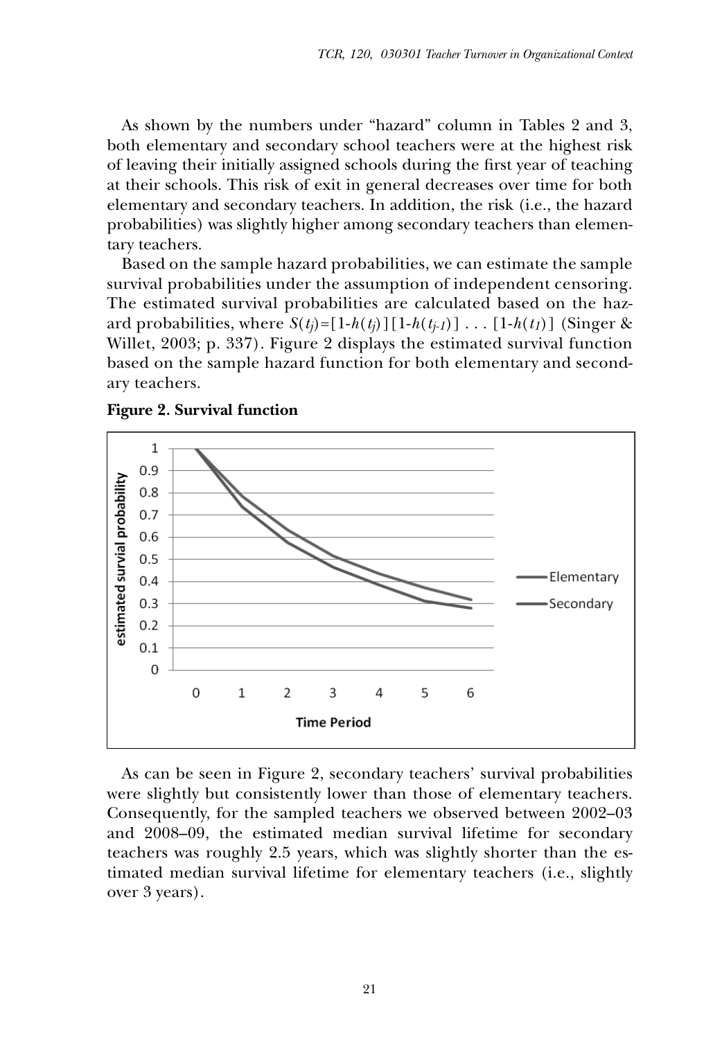As shown by the numbers under "hazard" column in Tables 2 and 3, both elementary and secondary school teachers were at the highest risk of leaving their initially assigned schools during the first year of teaching at their schools. This risk of exit in general decreases over time for both elementary and secondary teachers. In addition, the risk (i.e., the hazard probabilities) was slightly higher among secondary teachers than elementary teachers.

Based on the sample hazard probabilities, we can estimate the sample survival probabilities under the assumption of independent censoring. The estimated survival probabilities are calculated based on the hazard probabilities, where $S(t_j)=[1-h(t_j)][1-h(t_{j-1})] \ldots [1-h(t_1)]$ (Singer & Willet, 2003; p. 337). Figure 2 displays the estimated survival function based on the sample hazard function for both elementary and secondary teachers.

**Figure 2. Survival function**

As can be seen in Figure 2, secondary teachers' survival probabilities were slightly but consistently lower than those of elementary teachers. Consequently, for the sampled teachers we observed between 2002–03 and 2008–09, the estimated median survival lifetime for secondary teachers was roughly 2.5 years, which was slightly shorter than the estimated median survival lifetime for elementary teachers (i.e., slightly over 3 years).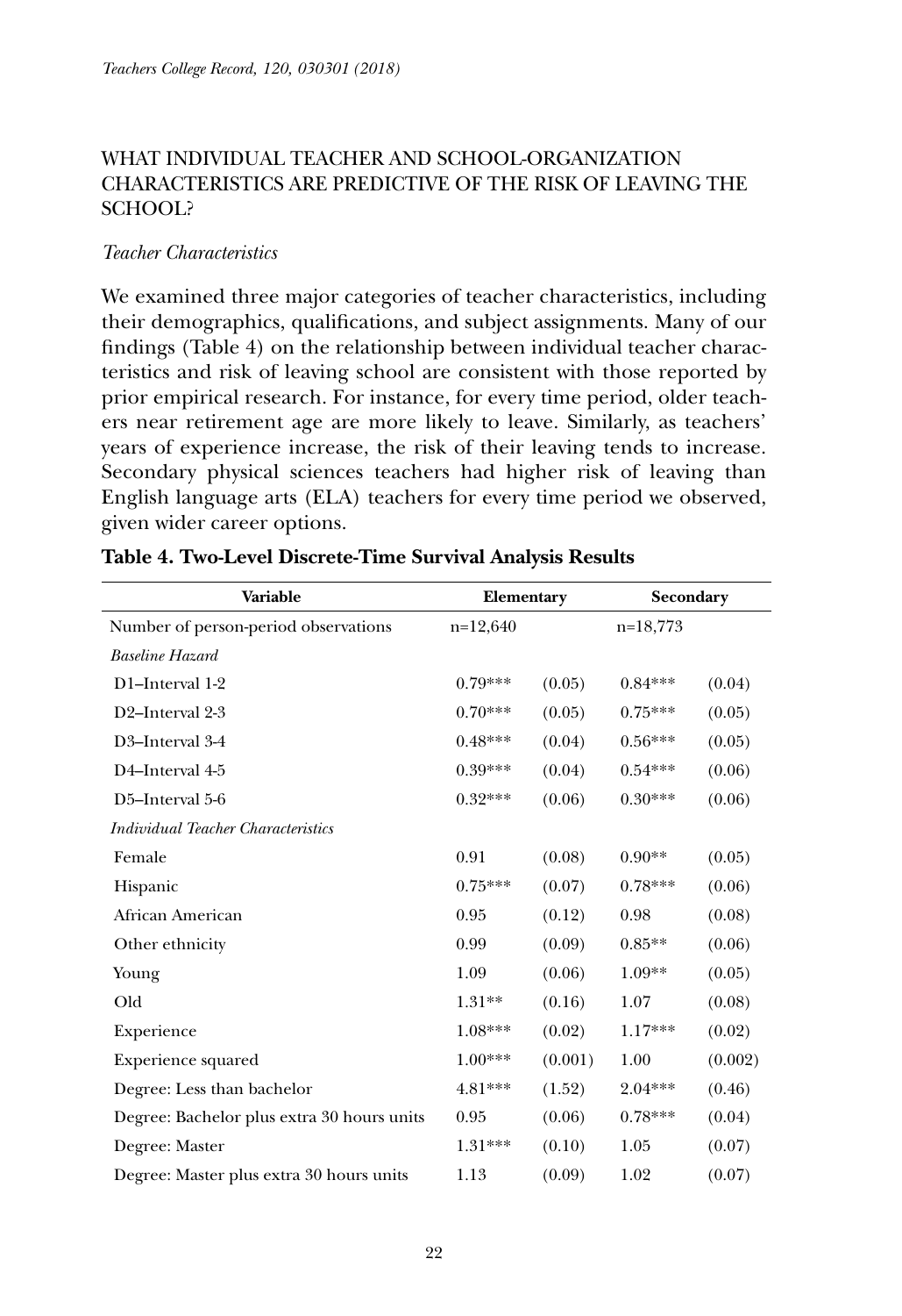## WHAT INDIVIDUAL TEACHER AND SCHOOL-ORGANIZATION CHARACTERISTICS ARE PREDICTIVE OF THE RISK OF LEAVING THE SCHOOL?

### *Teacher Characteristics*

We examined three major categories of teacher characteristics, including their demographics, qualifications, and subject assignments. Many of our findings (Table 4) on the relationship between individual teacher characteristics and risk of leaving school are consistent with those reported by prior empirical research. For instance, for every time period, older teachers near retirement age are more likely to leave. Similarly, as teachers' years of experience increase, the risk of their leaving tends to increase. Secondary physical sciences teachers had higher risk of leaving than English language arts (ELA) teachers for every time period we observed, given wider career options.

**Table 4. Two-Level Discrete-Time Survival Analysis Results**

| Variable | Elementary | | Secondary | |
|---|---|---|---|---|
| Number of person-period observations | n=12,640 | | n=18,773 | |
| *Baseline Hazard* | | | | |
| D1–Interval 1-2 | 0.79*** | (0.05) | 0.84*** | (0.04) |
| D2–Interval 2-3 | 0.70*** | (0.05) | 0.75*** | (0.05) |
| D3–Interval 3-4 | 0.48*** | (0.04) | 0.56*** | (0.05) |
| D4–Interval 4-5 | 0.39*** | (0.04) | 0.54*** | (0.06) |
| D5–Interval 5-6 | 0.32*** | (0.06) | 0.30*** | (0.06) |
| *Individual Teacher Characteristics* | | | | |
| Female | 0.91 | (0.08) | 0.90** | (0.05) |
| Hispanic | 0.75*** | (0.07) | 0.78*** | (0.06) |
| African American | 0.95 | (0.12) | 0.98 | (0.08) |
| Other ethnicity | 0.99 | (0.09) | 0.85** | (0.06) |
| Young | 1.09 | (0.06) | 1.09** | (0.05) |
| Old | 1.31** | (0.16) | 1.07 | (0.08) |
| Experience | 1.08*** | (0.02) | 1.17*** | (0.02) |
| Experience squared | 1.00*** | (0.001) | 1.00 | (0.002) |
| Degree: Less than bachelor | 4.81*** | (1.52) | 2.04*** | (0.46) |
| Degree: Bachelor plus extra 30 hours units | 0.95 | (0.06) | 0.78*** | (0.04) |
| Degree: Master | 1.31*** | (0.10) | 1.05 | (0.07) |
| Degree: Master plus extra 30 hours units | 1.13 | (0.09) | 1.02 | (0.07) |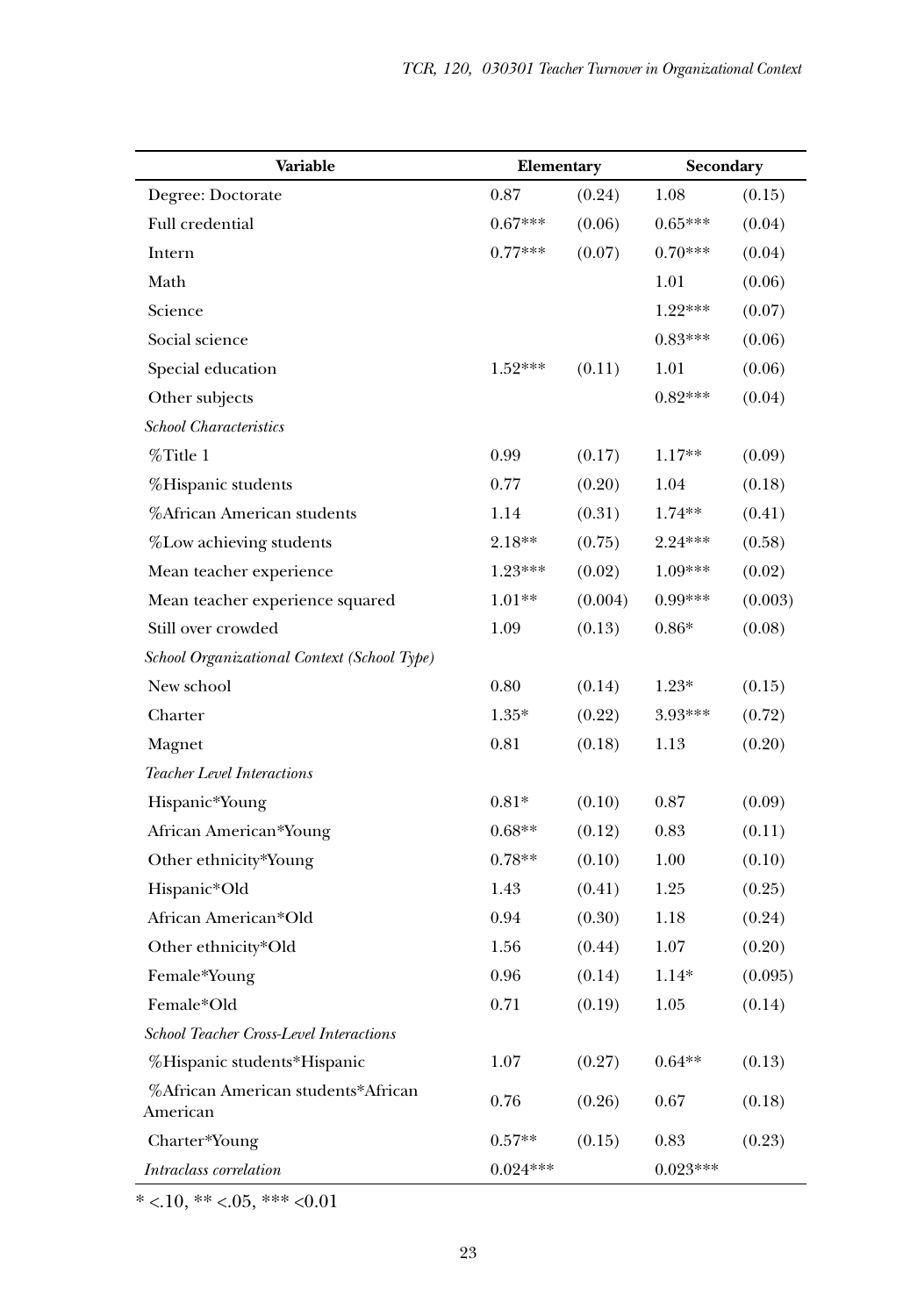| Variable | Elementary | | Secondary | |
|---|---|---|---|---|
| Degree: Doctorate | 0.87 | (0.24) | 1.08 | (0.15) |
| Full credential | 0.67*** | (0.06) | 0.65*** | (0.04) |
| Intern | 0.77*** | (0.07) | 0.70*** | (0.04) |
| Math | | | 1.01 | (0.06) |
| Science | | | 1.22*** | (0.07) |
| Social science | | | 0.83*** | (0.06) |
| Special education | 1.52*** | (0.11) | 1.01 | (0.06) |
| Other subjects | | | 0.82*** | (0.04) |
| *School Characteristics* | | | | |
| %Title 1 | 0.99 | (0.17) | 1.17** | (0.09) |
| %Hispanic students | 0.77 | (0.20) | 1.04 | (0.18) |
| %African American students | 1.14 | (0.31) | 1.74** | (0.41) |
| %Low achieving students | 2.18** | (0.75) | 2.24*** | (0.58) |
| Mean teacher experience | 1.23*** | (0.02) | 1.09*** | (0.02) |
| Mean teacher experience squared | 1.01** | (0.004) | 0.99*** | (0.003) |
| Still over crowded | 1.09 | (0.13) | 0.86* | (0.08) |
| *School Organizational Context (School Type)* | | | | |
| New school | 0.80 | (0.14) | 1.23* | (0.15) |
| Charter | 1.35* | (0.22) | 3.93*** | (0.72) |
| Magnet | 0.81 | (0.18) | 1.13 | (0.20) |
| *Teacher Level Interactions* | | | | |
| Hispanic*Young | 0.81* | (0.10) | 0.87 | (0.09) |
| African American*Young | 0.68** | (0.12) | 0.83 | (0.11) |
| Other ethnicity*Young | 0.78** | (0.10) | 1.00 | (0.10) |
| Hispanic*Old | 1.43 | (0.41) | 1.25 | (0.25) |
| African American*Old | 0.94 | (0.30) | 1.18 | (0.24) |
| Other ethnicity*Old | 1.56 | (0.44) | 1.07 | (0.20) |
| Female*Young | 0.96 | (0.14) | 1.14* | (0.095) |
| Female*Old | 0.71 | (0.19) | 1.05 | (0.14) |
| *School Teacher Cross-Level Interactions* | | | | |
| %Hispanic students*Hispanic | 1.07 | (0.27) | 0.64** | (0.13) |
| %African American students*African American | 0.76 | (0.26) | 0.67 | (0.18) |
| Charter*Young | 0.57** | (0.15) | 0.83 | (0.23) |
| *Intraclass correlation* | 0.024*** | | 0.023*** | |

* <.10, ** <.05, *** <0.01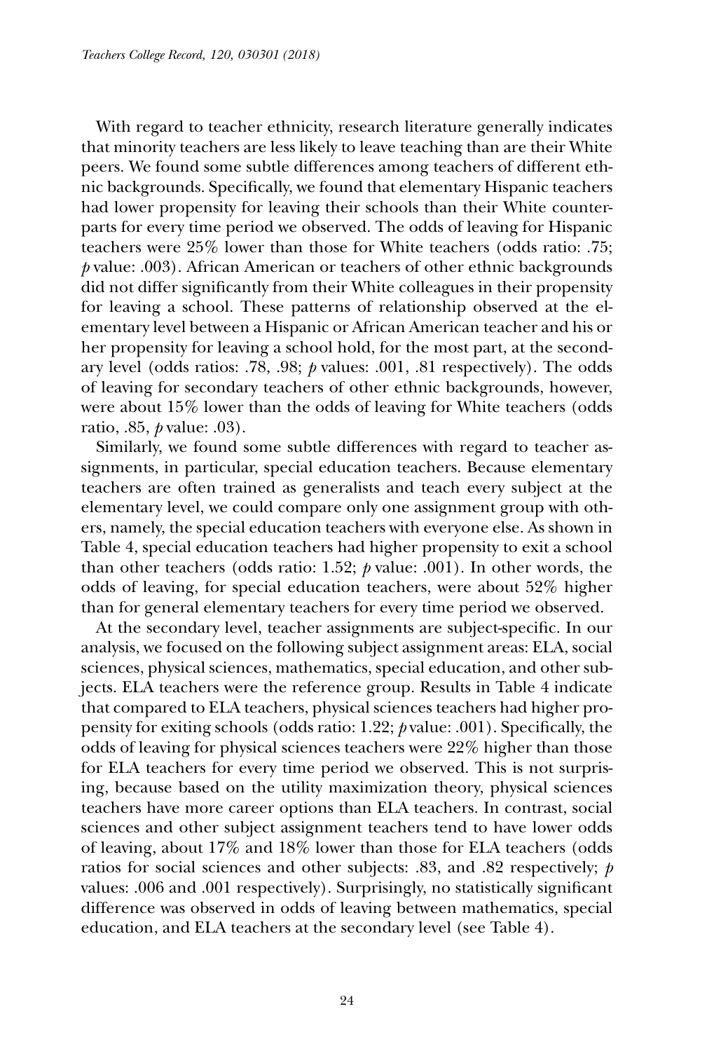With regard to teacher ethnicity, research literature generally indicates that minority teachers are less likely to leave teaching than are their White peers. We found some subtle differences among teachers of different ethnic backgrounds. Specifically, we found that elementary Hispanic teachers had lower propensity for leaving their schools than their White counterparts for every time period we observed. The odds of leaving for Hispanic teachers were 25% lower than those for White teachers (odds ratio: .75; *p* value: .003). African American or teachers of other ethnic backgrounds did not differ significantly from their White colleagues in their propensity for leaving a school. These patterns of relationship observed at the elementary level between a Hispanic or African American teacher and his or her propensity for leaving a school hold, for the most part, at the secondary level (odds ratios: .78, .98; *p* values: .001, .81 respectively). The odds of leaving for secondary teachers of other ethnic backgrounds, however, were about 15% lower than the odds of leaving for White teachers (odds ratio, .85, *p* value: .03).

Similarly, we found some subtle differences with regard to teacher assignments, in particular, special education teachers. Because elementary teachers are often trained as generalists and teach every subject at the elementary level, we could compare only one assignment group with others, namely, the special education teachers with everyone else. As shown in Table 4, special education teachers had higher propensity to exit a school than other teachers (odds ratio: 1.52; *p* value: .001). In other words, the odds of leaving, for special education teachers, were about 52% higher than for general elementary teachers for every time period we observed.

At the secondary level, teacher assignments are subject-specific. In our analysis, we focused on the following subject assignment areas: ELA, social sciences, physical sciences, mathematics, special education, and other subjects. ELA teachers were the reference group. Results in Table 4 indicate that compared to ELA teachers, physical sciences teachers had higher propensity for exiting schools (odds ratio: 1.22; *p* value: .001). Specifically, the odds of leaving for physical sciences teachers were 22% higher than those for ELA teachers for every time period we observed. This is not surprising, because based on the utility maximization theory, physical sciences teachers have more career options than ELA teachers. In contrast, social sciences and other subject assignment teachers tend to have lower odds of leaving, about 17% and 18% lower than those for ELA teachers (odds ratios for social sciences and other subjects: .83, and .82 respectively; *p* values: .006 and .001 respectively). Surprisingly, no statistically significant difference was observed in odds of leaving between mathematics, special education, and ELA teachers at the secondary level (see Table 4).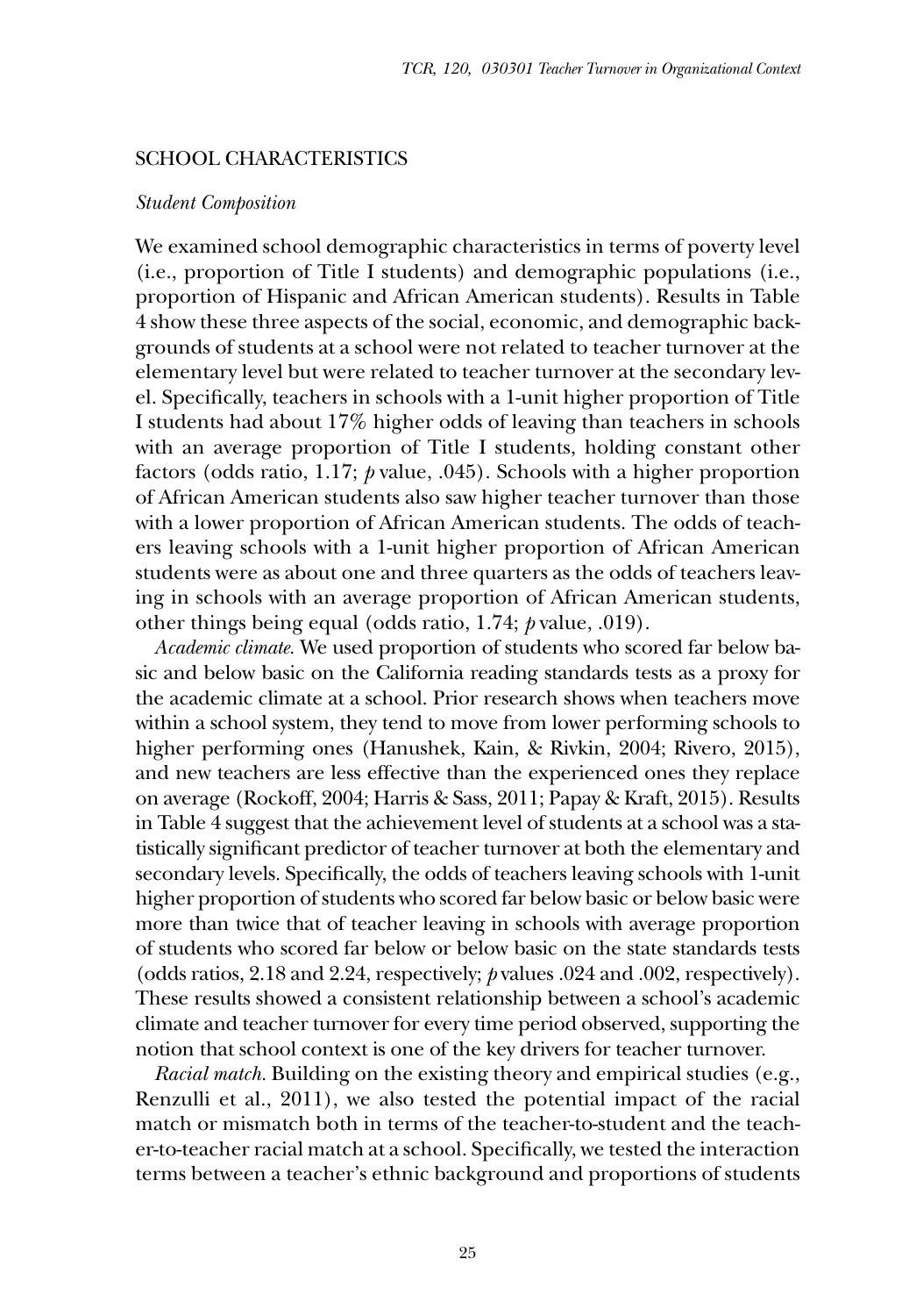## SCHOOL CHARACTERISTICS

### *Student Composition*

We examined school demographic characteristics in terms of poverty level (i.e., proportion of Title I students) and demographic populations (i.e., proportion of Hispanic and African American students). Results in Table 4 show these three aspects of the social, economic, and demographic backgrounds of students at a school were not related to teacher turnover at the elementary level but were related to teacher turnover at the secondary level. Specifically, teachers in schools with a 1-unit higher proportion of Title I students had about 17% higher odds of leaving than teachers in schools with an average proportion of Title I students, holding constant other factors (odds ratio, 1.17; *p* value, .045). Schools with a higher proportion of African American students also saw higher teacher turnover than those with a lower proportion of African American students. The odds of teachers leaving schools with a 1-unit higher proportion of African American students were as about one and three quarters as the odds of teachers leaving in schools with an average proportion of African American students, other things being equal (odds ratio, 1.74; *p* value, .019).

*Academic climate.* We used proportion of students who scored far below basic and below basic on the California reading standards tests as a proxy for the academic climate at a school. Prior research shows when teachers move within a school system, they tend to move from lower performing schools to higher performing ones (Hanushek, Kain, & Rivkin, 2004; Rivero, 2015), and new teachers are less effective than the experienced ones they replace on average (Rockoff, 2004; Harris & Sass, 2011; Papay & Kraft, 2015). Results in Table 4 suggest that the achievement level of students at a school was a statistically significant predictor of teacher turnover at both the elementary and secondary levels. Specifically, the odds of teachers leaving schools with 1-unit higher proportion of students who scored far below basic or below basic were more than twice that of teacher leaving in schools with average proportion of students who scored far below or below basic on the state standards tests (odds ratios, 2.18 and 2.24, respectively; *p* values .024 and .002, respectively). These results showed a consistent relationship between a school's academic climate and teacher turnover for every time period observed, supporting the notion that school context is one of the key drivers for teacher turnover.

*Racial match.* Building on the existing theory and empirical studies (e.g., Renzulli et al., 2011), we also tested the potential impact of the racial match or mismatch both in terms of the teacher-to-student and the teacher-to-teacher racial match at a school. Specifically, we tested the interaction terms between a teacher's ethnic background and proportions of students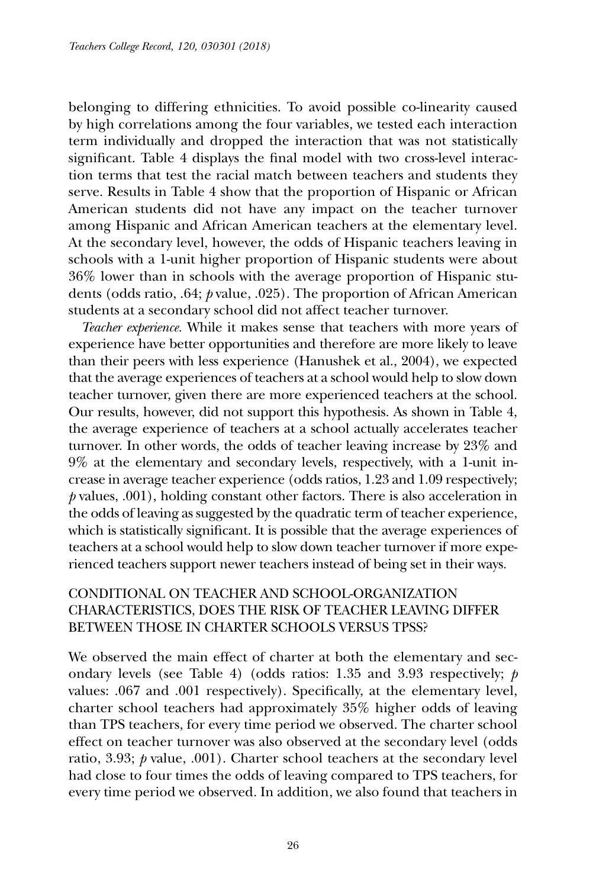belonging to differing ethnicities. To avoid possible co-linearity caused by high correlations among the four variables, we tested each interaction term individually and dropped the interaction that was not statistically significant. Table 4 displays the final model with two cross-level interaction terms that test the racial match between teachers and students they serve. Results in Table 4 show that the proportion of Hispanic or African American students did not have any impact on the teacher turnover among Hispanic and African American teachers at the elementary level. At the secondary level, however, the odds of Hispanic teachers leaving in schools with a 1-unit higher proportion of Hispanic students were about 36% lower than in schools with the average proportion of Hispanic students (odds ratio, .64; $p$ value, .025). The proportion of African American students at a secondary school did not affect teacher turnover.

*Teacher experience.* While it makes sense that teachers with more years of experience have better opportunities and therefore are more likely to leave than their peers with less experience (Hanushek et al., 2004), we expected that the average experiences of teachers at a school would help to slow down teacher turnover, given there are more experienced teachers at the school. Our results, however, did not support this hypothesis. As shown in Table 4, the average experience of teachers at a school actually accelerates teacher turnover. In other words, the odds of teacher leaving increase by 23% and 9% at the elementary and secondary levels, respectively, with a 1-unit increase in average teacher experience (odds ratios, 1.23 and 1.09 respectively; $p$ values, .001), holding constant other factors. There is also acceleration in the odds of leaving as suggested by the quadratic term of teacher experience, which is statistically significant. It is possible that the average experiences of teachers at a school would help to slow down teacher turnover if more experienced teachers support newer teachers instead of being set in their ways.

## CONDITIONAL ON TEACHER AND SCHOOL-ORGANIZATION CHARACTERISTICS, DOES THE RISK OF TEACHER LEAVING DIFFER BETWEEN THOSE IN CHARTER SCHOOLS VERSUS TPSS?

We observed the main effect of charter at both the elementary and secondary levels (see Table 4) (odds ratios: 1.35 and 3.93 respectively; $p$ values: .067 and .001 respectively). Specifically, at the elementary level, charter school teachers had approximately 35% higher odds of leaving than TPS teachers, for every time period we observed. The charter school effect on teacher turnover was also observed at the secondary level (odds ratio, 3.93; $p$ value, .001). Charter school teachers at the secondary level had close to four times the odds of leaving compared to TPS teachers, for every time period we observed. In addition, we also found that teachers in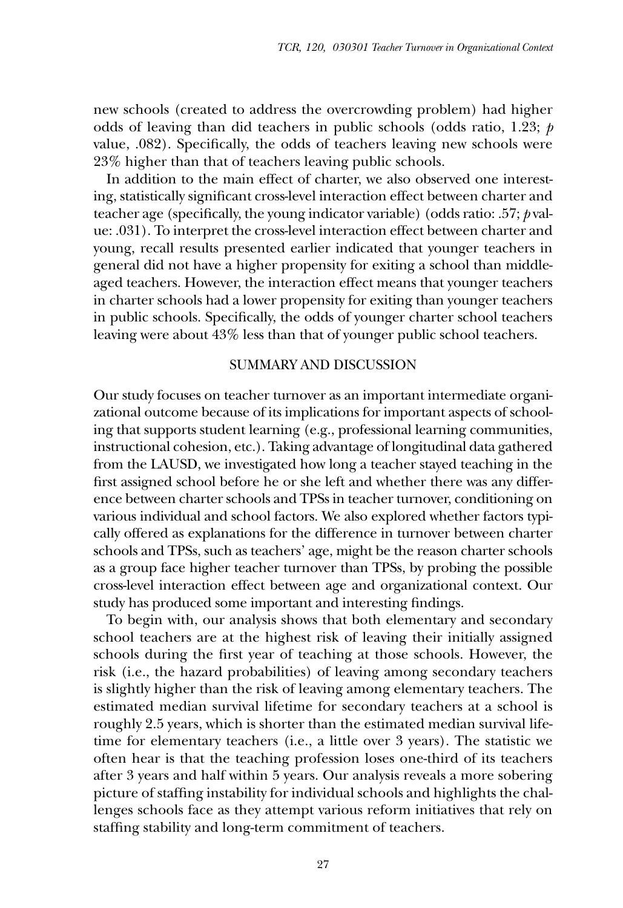new schools (created to address the overcrowding problem) had higher odds of leaving than did teachers in public schools (odds ratio, 1.23; *p* value, .082). Specifically, the odds of teachers leaving new schools were 23% higher than that of teachers leaving public schools.

In addition to the main effect of charter, we also observed one interesting, statistically significant cross-level interaction effect between charter and teacher age (specifically, the young indicator variable) (odds ratio: .57; *p* value: .031). To interpret the cross-level interaction effect between charter and young, recall results presented earlier indicated that younger teachers in general did not have a higher propensity for exiting a school than middle-aged teachers. However, the interaction effect means that younger teachers in charter schools had a lower propensity for exiting than younger teachers in public schools. Specifically, the odds of younger charter school teachers leaving were about 43% less than that of younger public school teachers.

## SUMMARY AND DISCUSSION

Our study focuses on teacher turnover as an important intermediate organizational outcome because of its implications for important aspects of schooling that supports student learning (e.g., professional learning communities, instructional cohesion, etc.). Taking advantage of longitudinal data gathered from the LAUSD, we investigated how long a teacher stayed teaching in the first assigned school before he or she left and whether there was any difference between charter schools and TPSs in teacher turnover, conditioning on various individual and school factors. We also explored whether factors typically offered as explanations for the difference in turnover between charter schools and TPSs, such as teachers' age, might be the reason charter schools as a group face higher teacher turnover than TPSs, by probing the possible cross-level interaction effect between age and organizational context. Our study has produced some important and interesting findings.

To begin with, our analysis shows that both elementary and secondary school teachers are at the highest risk of leaving their initially assigned schools during the first year of teaching at those schools. However, the risk (i.e., the hazard probabilities) of leaving among secondary teachers is slightly higher than the risk of leaving among elementary teachers. The estimated median survival lifetime for secondary teachers at a school is roughly 2.5 years, which is shorter than the estimated median survival lifetime for elementary teachers (i.e., a little over 3 years). The statistic we often hear is that the teaching profession loses one-third of its teachers after 3 years and half within 5 years. Our analysis reveals a more sobering picture of staffing instability for individual schools and highlights the challenges schools face as they attempt various reform initiatives that rely on staffing stability and long-term commitment of teachers.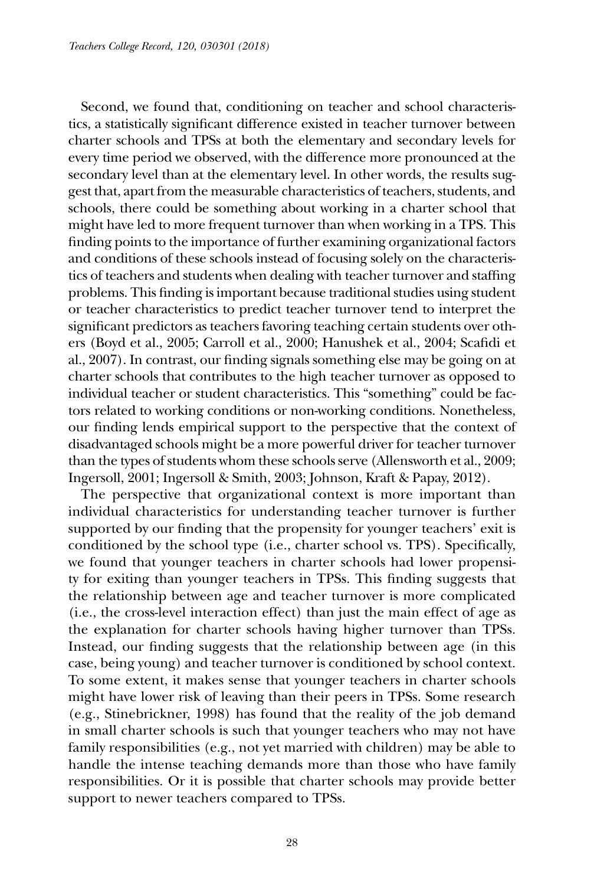Second, we found that, conditioning on teacher and school characteristics, a statistically significant difference existed in teacher turnover between charter schools and TPSs at both the elementary and secondary levels for every time period we observed, with the difference more pronounced at the secondary level than at the elementary level. In other words, the results suggest that, apart from the measurable characteristics of teachers, students, and schools, there could be something about working in a charter school that might have led to more frequent turnover than when working in a TPS. This finding points to the importance of further examining organizational factors and conditions of these schools instead of focusing solely on the characteristics of teachers and students when dealing with teacher turnover and staffing problems. This finding is important because traditional studies using student or teacher characteristics to predict teacher turnover tend to interpret the significant predictors as teachers favoring teaching certain students over others (Boyd et al., 2005; Carroll et al., 2000; Hanushek et al., 2004; Scafidi et al., 2007). In contrast, our finding signals something else may be going on at charter schools that contributes to the high teacher turnover as opposed to individual teacher or student characteristics. This "something" could be factors related to working conditions or non-working conditions. Nonetheless, our finding lends empirical support to the perspective that the context of disadvantaged schools might be a more powerful driver for teacher turnover than the types of students whom these schools serve (Allensworth et al., 2009; Ingersoll, 2001; Ingersoll & Smith, 2003; Johnson, Kraft & Papay, 2012).

The perspective that organizational context is more important than individual characteristics for understanding teacher turnover is further supported by our finding that the propensity for younger teachers' exit is conditioned by the school type (i.e., charter school vs. TPS). Specifically, we found that younger teachers in charter schools had lower propensity for exiting than younger teachers in TPSs. This finding suggests that the relationship between age and teacher turnover is more complicated (i.e., the cross-level interaction effect) than just the main effect of age as the explanation for charter schools having higher turnover than TPSs. Instead, our finding suggests that the relationship between age (in this case, being young) and teacher turnover is conditioned by school context. To some extent, it makes sense that younger teachers in charter schools might have lower risk of leaving than their peers in TPSs. Some research (e.g., Stinebrickner, 1998) has found that the reality of the job demand in small charter schools is such that younger teachers who may not have family responsibilities (e.g., not yet married with children) may be able to handle the intense teaching demands more than those who have family responsibilities. Or it is possible that charter schools may provide better support to newer teachers compared to TPSs.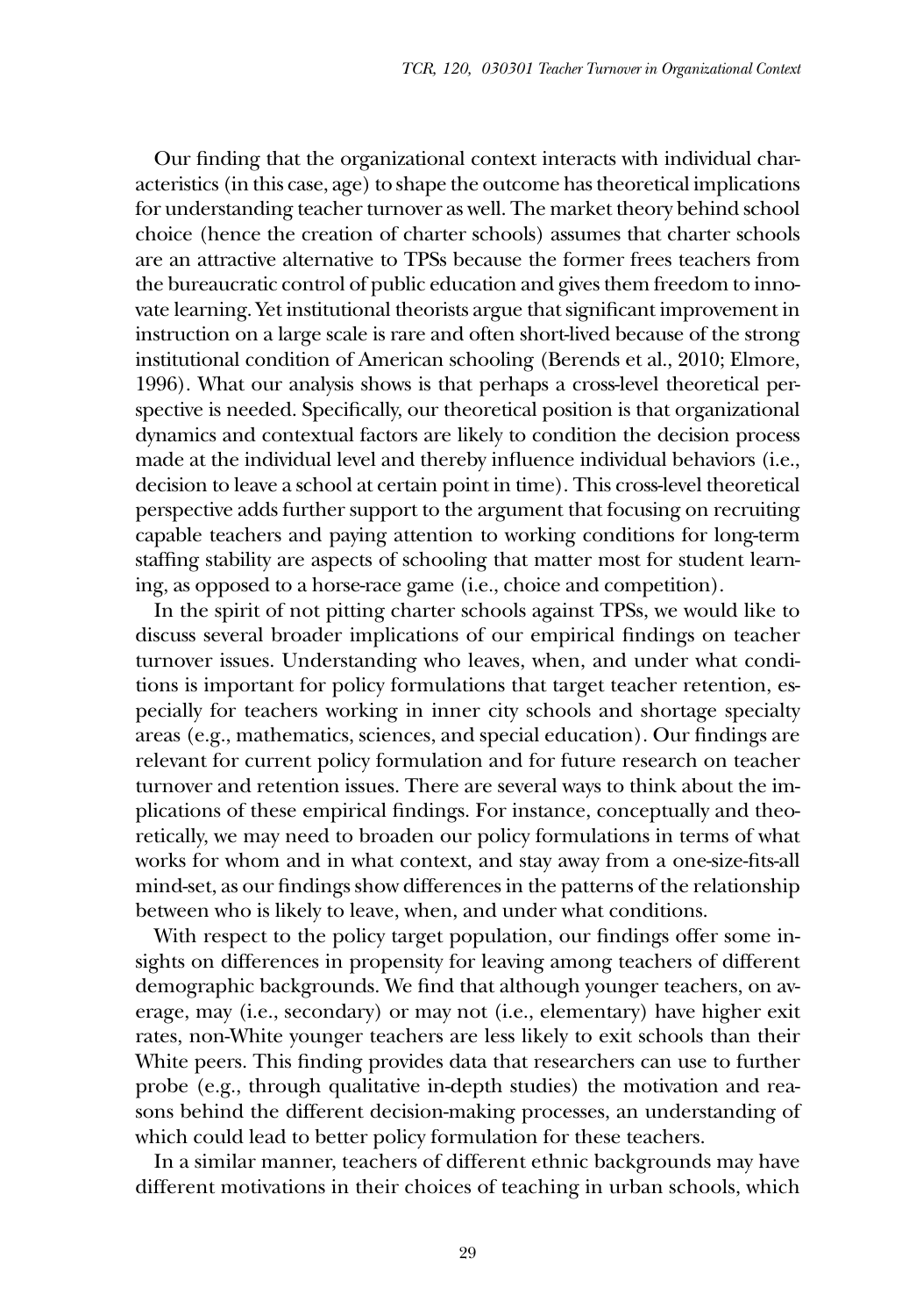Our finding that the organizational context interacts with individual characteristics (in this case, age) to shape the outcome has theoretical implications for understanding teacher turnover as well. The market theory behind school choice (hence the creation of charter schools) assumes that charter schools are an attractive alternative to TPSs because the former frees teachers from the bureaucratic control of public education and gives them freedom to innovate learning. Yet institutional theorists argue that significant improvement in instruction on a large scale is rare and often short-lived because of the strong institutional condition of American schooling (Berends et al., 2010; Elmore, 1996). What our analysis shows is that perhaps a cross-level theoretical perspective is needed. Specifically, our theoretical position is that organizational dynamics and contextual factors are likely to condition the decision process made at the individual level and thereby influence individual behaviors (i.e., decision to leave a school at certain point in time). This cross-level theoretical perspective adds further support to the argument that focusing on recruiting capable teachers and paying attention to working conditions for long-term staffing stability are aspects of schooling that matter most for student learning, as opposed to a horse-race game (i.e., choice and competition).

In the spirit of not pitting charter schools against TPSs, we would like to discuss several broader implications of our empirical findings on teacher turnover issues. Understanding who leaves, when, and under what conditions is important for policy formulations that target teacher retention, especially for teachers working in inner city schools and shortage specialty areas (e.g., mathematics, sciences, and special education). Our findings are relevant for current policy formulation and for future research on teacher turnover and retention issues. There are several ways to think about the implications of these empirical findings. For instance, conceptually and theoretically, we may need to broaden our policy formulations in terms of what works for whom and in what context, and stay away from a one-size-fits-all mind-set, as our findings show differences in the patterns of the relationship between who is likely to leave, when, and under what conditions.

With respect to the policy target population, our findings offer some insights on differences in propensity for leaving among teachers of different demographic backgrounds. We find that although younger teachers, on average, may (i.e., secondary) or may not (i.e., elementary) have higher exit rates, non-White younger teachers are less likely to exit schools than their White peers. This finding provides data that researchers can use to further probe (e.g., through qualitative in-depth studies) the motivation and reasons behind the different decision-making processes, an understanding of which could lead to better policy formulation for these teachers.

In a similar manner, teachers of different ethnic backgrounds may have different motivations in their choices of teaching in urban schools, which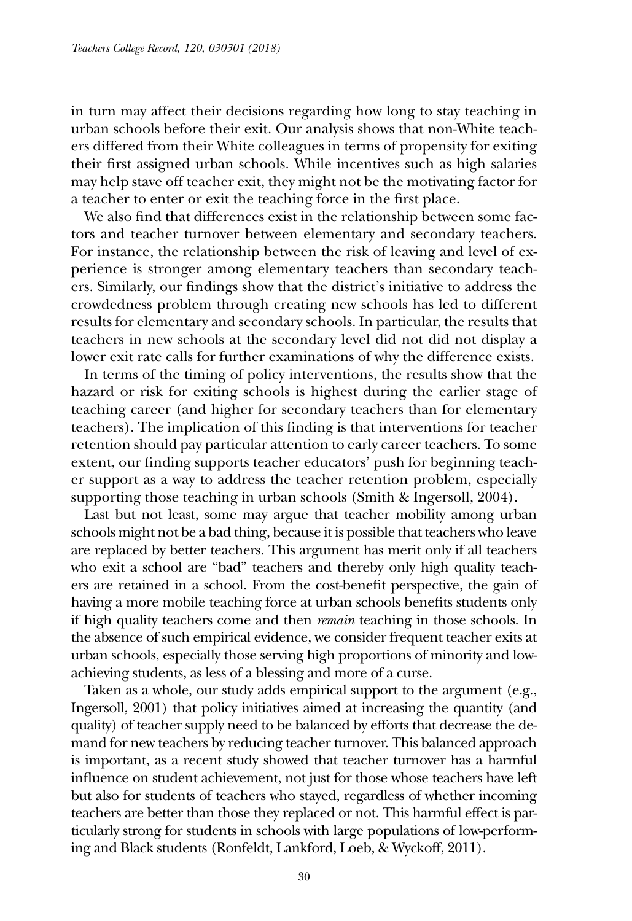in turn may affect their decisions regarding how long to stay teaching in urban schools before their exit. Our analysis shows that non-White teachers differed from their White colleagues in terms of propensity for exiting their first assigned urban schools. While incentives such as high salaries may help stave off teacher exit, they might not be the motivating factor for a teacher to enter or exit the teaching force in the first place.

We also find that differences exist in the relationship between some factors and teacher turnover between elementary and secondary teachers. For instance, the relationship between the risk of leaving and level of experience is stronger among elementary teachers than secondary teachers. Similarly, our findings show that the district's initiative to address the crowdedness problem through creating new schools has led to different results for elementary and secondary schools. In particular, the results that teachers in new schools at the secondary level did not did not display a lower exit rate calls for further examinations of why the difference exists.

In terms of the timing of policy interventions, the results show that the hazard or risk for exiting schools is highest during the earlier stage of teaching career (and higher for secondary teachers than for elementary teachers). The implication of this finding is that interventions for teacher retention should pay particular attention to early career teachers. To some extent, our finding supports teacher educators' push for beginning teacher support as a way to address the teacher retention problem, especially supporting those teaching in urban schools (Smith & Ingersoll, 2004).

Last but not least, some may argue that teacher mobility among urban schools might not be a bad thing, because it is possible that teachers who leave are replaced by better teachers. This argument has merit only if all teachers who exit a school are "bad" teachers and thereby only high quality teachers are retained in a school. From the cost-benefit perspective, the gain of having a more mobile teaching force at urban schools benefits students only if high quality teachers come and then *remain* teaching in those schools. In the absence of such empirical evidence, we consider frequent teacher exits at urban schools, especially those serving high proportions of minority and low-achieving students, as less of a blessing and more of a curse.

Taken as a whole, our study adds empirical support to the argument (e.g., Ingersoll, 2001) that policy initiatives aimed at increasing the quantity (and quality) of teacher supply need to be balanced by efforts that decrease the demand for new teachers by reducing teacher turnover. This balanced approach is important, as a recent study showed that teacher turnover has a harmful influence on student achievement, not just for those whose teachers have left but also for students of teachers who stayed, regardless of whether incoming teachers are better than those they replaced or not. This harmful effect is particularly strong for students in schools with large populations of low-performing and Black students (Ronfeldt, Lankford, Loeb, & Wyckoff, 2011).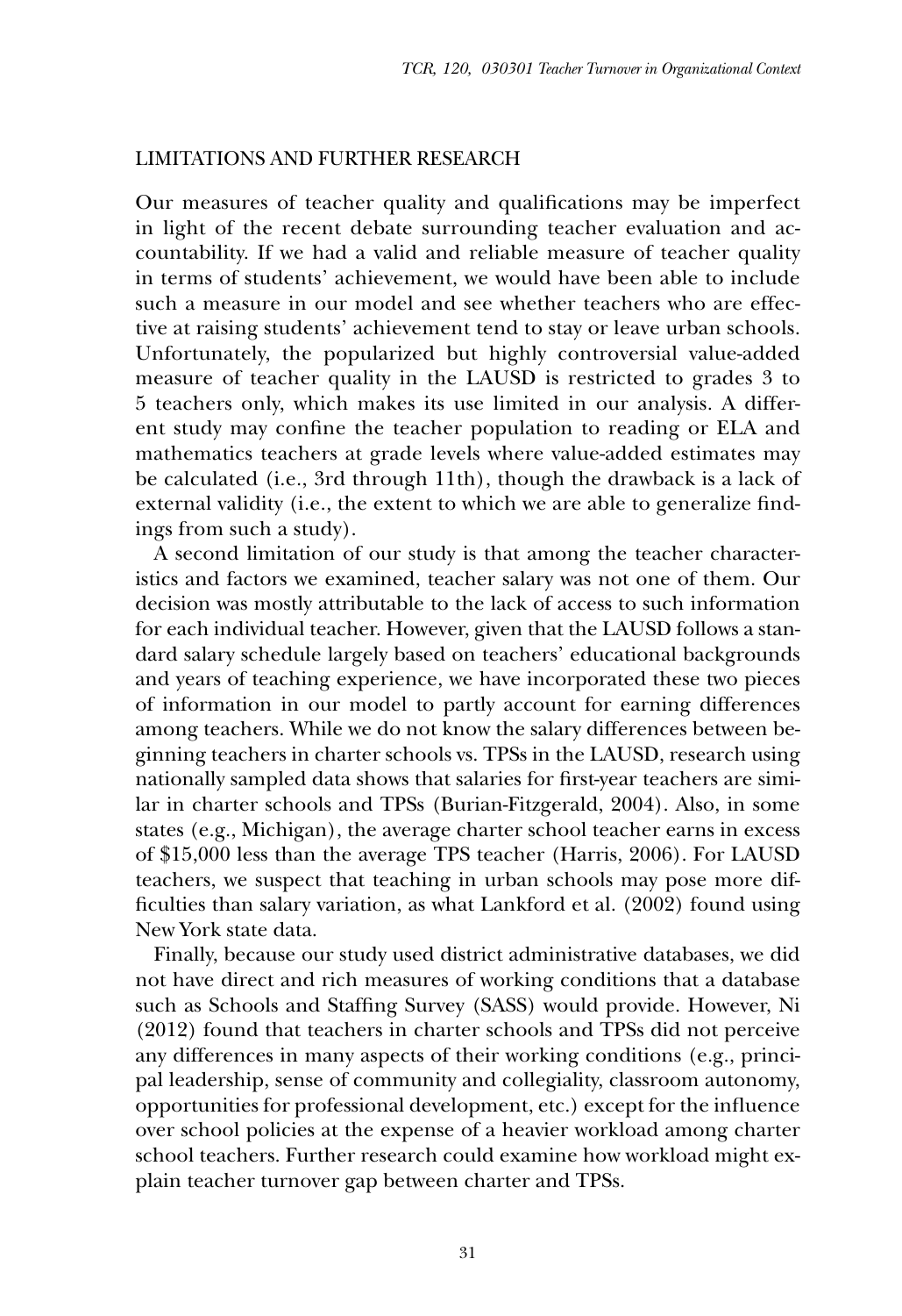## LIMITATIONS AND FURTHER RESEARCH

Our measures of teacher quality and qualifications may be imperfect in light of the recent debate surrounding teacher evaluation and accountability. If we had a valid and reliable measure of teacher quality in terms of students' achievement, we would have been able to include such a measure in our model and see whether teachers who are effective at raising students' achievement tend to stay or leave urban schools. Unfortunately, the popularized but highly controversial value-added measure of teacher quality in the LAUSD is restricted to grades 3 to 5 teachers only, which makes its use limited in our analysis. A different study may confine the teacher population to reading or ELA and mathematics teachers at grade levels where value-added estimates may be calculated (i.e., 3rd through 11th), though the drawback is a lack of external validity (i.e., the extent to which we are able to generalize findings from such a study).

A second limitation of our study is that among the teacher characteristics and factors we examined, teacher salary was not one of them. Our decision was mostly attributable to the lack of access to such information for each individual teacher. However, given that the LAUSD follows a standard salary schedule largely based on teachers' educational backgrounds and years of teaching experience, we have incorporated these two pieces of information in our model to partly account for earning differences among teachers. While we do not know the salary differences between beginning teachers in charter schools vs. TPSs in the LAUSD, research using nationally sampled data shows that salaries for first-year teachers are similar in charter schools and TPSs (Burian-Fitzgerald, 2004). Also, in some states (e.g., Michigan), the average charter school teacher earns in excess of $15,000 less than the average TPS teacher (Harris, 2006). For LAUSD teachers, we suspect that teaching in urban schools may pose more difficulties than salary variation, as what Lankford et al. (2002) found using New York state data.

Finally, because our study used district administrative databases, we did not have direct and rich measures of working conditions that a database such as Schools and Staffing Survey (SASS) would provide. However, Ni (2012) found that teachers in charter schools and TPSs did not perceive any differences in many aspects of their working conditions (e.g., principal leadership, sense of community and collegiality, classroom autonomy, opportunities for professional development, etc.) except for the influence over school policies at the expense of a heavier workload among charter school teachers. Further research could examine how workload might explain teacher turnover gap between charter and TPSs.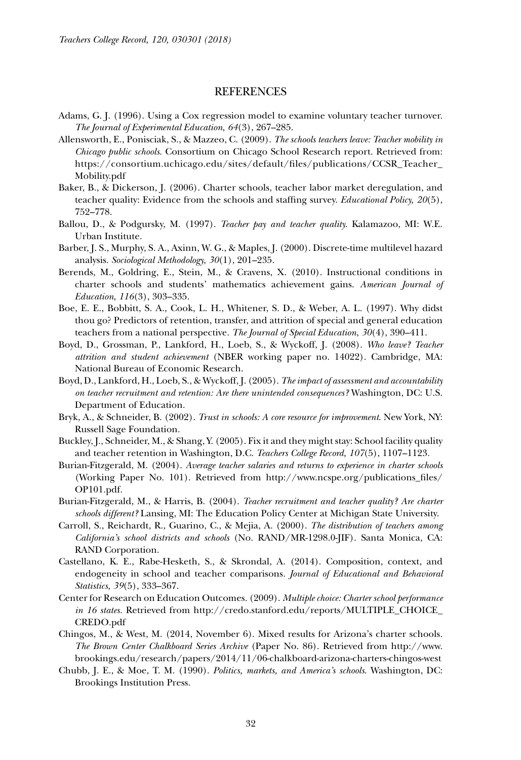## REFERENCES

Adams, G. J. (1996). Using a Cox regression model to examine voluntary teacher turnover. *The Journal of Experimental Education*, *64*(3), 267–285.

Allensworth, E., Ponisciak, S., & Mazzeo, C. (2009). *The schools teachers leave: Teacher mobility in Chicago public schools.* Consortium on Chicago School Research report. Retrieved from: https://consortium.uchicago.edu/sites/default/files/publications/CCSR_Teacher_Mobility.pdf

Baker, B., & Dickerson, J. (2006). Charter schools, teacher labor market deregulation, and teacher quality: Evidence from the schools and staffing survey. *Educational Policy, 20*(5), 752–778.

Ballou, D., & Podgursky, M. (1997). *Teacher pay and teacher quality.* Kalamazoo, MI: W.E. Urban Institute.

Barber, J. S., Murphy, S. A., Axinn, W. G., & Maples, J. (2000). Discrete-time multilevel hazard analysis. *Sociological Methodology, 30*(1), 201–235.

Berends, M., Goldring, E., Stein, M., & Cravens, X. (2010). Instructional conditions in charter schools and students' mathematics achievement gains. *American Journal of Education*, *116*(3), 303–335.

Boe, E. E., Bobbitt, S. A., Cook, L. H., Whitener, S. D., & Weber, A. L. (1997). Why didst thou go? Predictors of retention, transfer, and attrition of special and general education teachers from a national perspective. *The Journal of Special Education*, *30*(4), 390–411.

Boyd, D., Grossman, P., Lankford, H., Loeb, S., & Wyckoff, J. (2008). *Who leave? Teacher attrition and student achievement* (NBER working paper no. 14022). Cambridge, MA: National Bureau of Economic Research.

Boyd, D., Lankford, H., Loeb, S., & Wyckoff, J. (2005). *The impact of assessment and accountability on teacher recruitment and retention: Are there unintended consequences?* Washington, DC: U.S. Department of Education.

Bryk, A., & Schneider, B. (2002). *Trust in schools: A core resource for improvement.* New York, NY: Russell Sage Foundation.

Buckley, J., Schneider, M., & Shang, Y. (2005). Fix it and they might stay: School facility quality and teacher retention in Washington, D.C. *Teachers College Record, 107*(5), 1107–1123.

Burian-Fitzgerald, M. (2004). *Average teacher salaries and returns to experience in charter schools* (Working Paper No. 101). Retrieved from http://www.ncspe.org/publications_files/OP101.pdf.

Burian-Fitzgerald, M., & Harris, B. (2004). *Teacher recruitment and teacher quality? Are charter schools different?* Lansing, MI: The Education Policy Center at Michigan State University.

Carroll, S., Reichardt, R., Guarino, C., & Mejia, A. (2000). *The distribution of teachers among California's school districts and schools* (No. RAND/MR-1298.0-JIF). Santa Monica, CA: RAND Corporation.

Castellano, K. E., Rabe-Hesketh, S., & Skrondal, A. (2014). Composition, context, and endogeneity in school and teacher comparisons. *Journal of Educational and Behavioral Statistics, 39*(5), 333–367.

Center for Research on Education Outcomes. (2009). *Multiple choice: Charter school performance in 16 states.* Retrieved from http://credo.stanford.edu/reports/MULTIPLE_CHOICE_CREDO.pdf

Chingos, M., & West, M. (2014, November 6). Mixed results for Arizona's charter schools. *The Brown Center Chalkboard Series Archive* (Paper No. 86). Retrieved from http://www.brookings.edu/research/papers/2014/11/06-chalkboard-arizona-charters-chingos-west

Chubb, J. E., & Moe, T. M. (1990). *Politics, markets, and America's schools.* Washington, DC: Brookings Institution Press.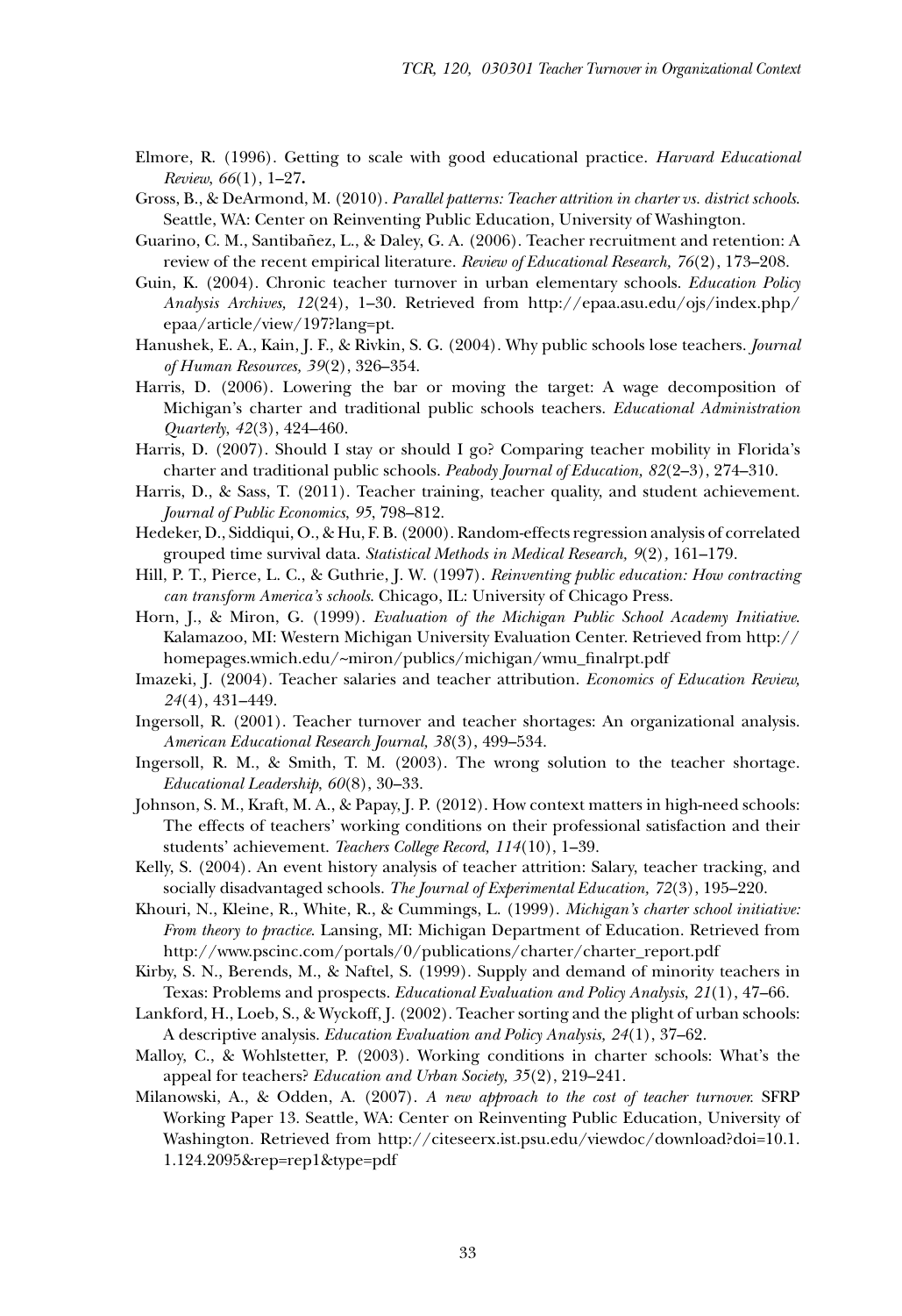Elmore, R. (1996). Getting to scale with good educational practice. *Harvard Educational Review, 66*(1), 1–27.

Gross, B., & DeArmond, M. (2010). *Parallel patterns: Teacher attrition in charter vs. district schools.* Seattle, WA: Center on Reinventing Public Education, University of Washington.

Guarino, C. M., Santibañez, L., & Daley, G. A. (2006). Teacher recruitment and retention: A review of the recent empirical literature. *Review of Educational Research, 76*(2), 173–208.

Guin, K. (2004). Chronic teacher turnover in urban elementary schools. *Education Policy Analysis Archives, 12*(24), 1–30. Retrieved from http://epaa.asu.edu/ojs/index.php/epaa/article/view/197?lang=pt.

Hanushek, E. A., Kain, J. F., & Rivkin, S. G. (2004). Why public schools lose teachers. *Journal of Human Resources, 39*(2), 326–354.

Harris, D. (2006). Lowering the bar or moving the target: A wage decomposition of Michigan's charter and traditional public schools teachers. *Educational Administration Quarterly, 42*(3), 424–460.

Harris, D. (2007). Should I stay or should I go? Comparing teacher mobility in Florida's charter and traditional public schools. *Peabody Journal of Education, 82*(2–3), 274–310.

Harris, D., & Sass, T. (2011). Teacher training, teacher quality, and student achievement. *Journal of Public Economics, 95*, 798–812.

Hedeker, D., Siddiqui, O., & Hu, F. B. (2000). Random-effects regression analysis of correlated grouped time survival data. *Statistical Methods in Medical Research, 9*(2), 161–179.

Hill, P. T., Pierce, L. C., & Guthrie, J. W. (1997). *Reinventing public education: How contracting can transform America's schools.* Chicago, IL: University of Chicago Press.

Horn, J., & Miron, G. (1999). *Evaluation of the Michigan Public School Academy Initiative.* Kalamazoo, MI: Western Michigan University Evaluation Center. Retrieved from http://homepages.wmich.edu/~miron/publics/michigan/wmu_finalrpt.pdf

Imazeki, J. (2004). Teacher salaries and teacher attribution. *Economics of Education Review, 24*(4), 431–449.

Ingersoll, R. (2001). Teacher turnover and teacher shortages: An organizational analysis. *American Educational Research Journal, 38*(3), 499–534.

Ingersoll, R. M., & Smith, T. M. (2003). The wrong solution to the teacher shortage. *Educational Leadership, 60*(8), 30–33.

Johnson, S. M., Kraft, M. A., & Papay, J. P. (2012). How context matters in high-need schools: The effects of teachers' working conditions on their professional satisfaction and their students' achievement. *Teachers College Record, 114*(10), 1–39.

Kelly, S. (2004). An event history analysis of teacher attrition: Salary, teacher tracking, and socially disadvantaged schools. *The Journal of Experimental Education, 72*(3), 195–220.

Khouri, N., Kleine, R., White, R., & Cummings, L. (1999). *Michigan's charter school initiative: From theory to practice.* Lansing, MI: Michigan Department of Education. Retrieved from http://www.pscinc.com/portals/0/publications/charter/charter_report.pdf

Kirby, S. N., Berends, M., & Naftel, S. (1999). Supply and demand of minority teachers in Texas: Problems and prospects. *Educational Evaluation and Policy Analysis, 21*(1), 47–66.

Lankford, H., Loeb, S., & Wyckoff, J. (2002). Teacher sorting and the plight of urban schools: A descriptive analysis. *Education Evaluation and Policy Analysis, 24*(1), 37–62.

Malloy, C., & Wohlstetter, P. (2003). Working conditions in charter schools: What's the appeal for teachers? *Education and Urban Society, 35*(2), 219–241.

Milanowski, A., & Odden, A. (2007). *A new approach to the cost of teacher turnover.* SFRP Working Paper 13. Seattle, WA: Center on Reinventing Public Education, University of Washington. Retrieved from http://citeseerx.ist.psu.edu/viewdoc/download?doi=10.1.1.124.2095&rep=rep1&type=pdf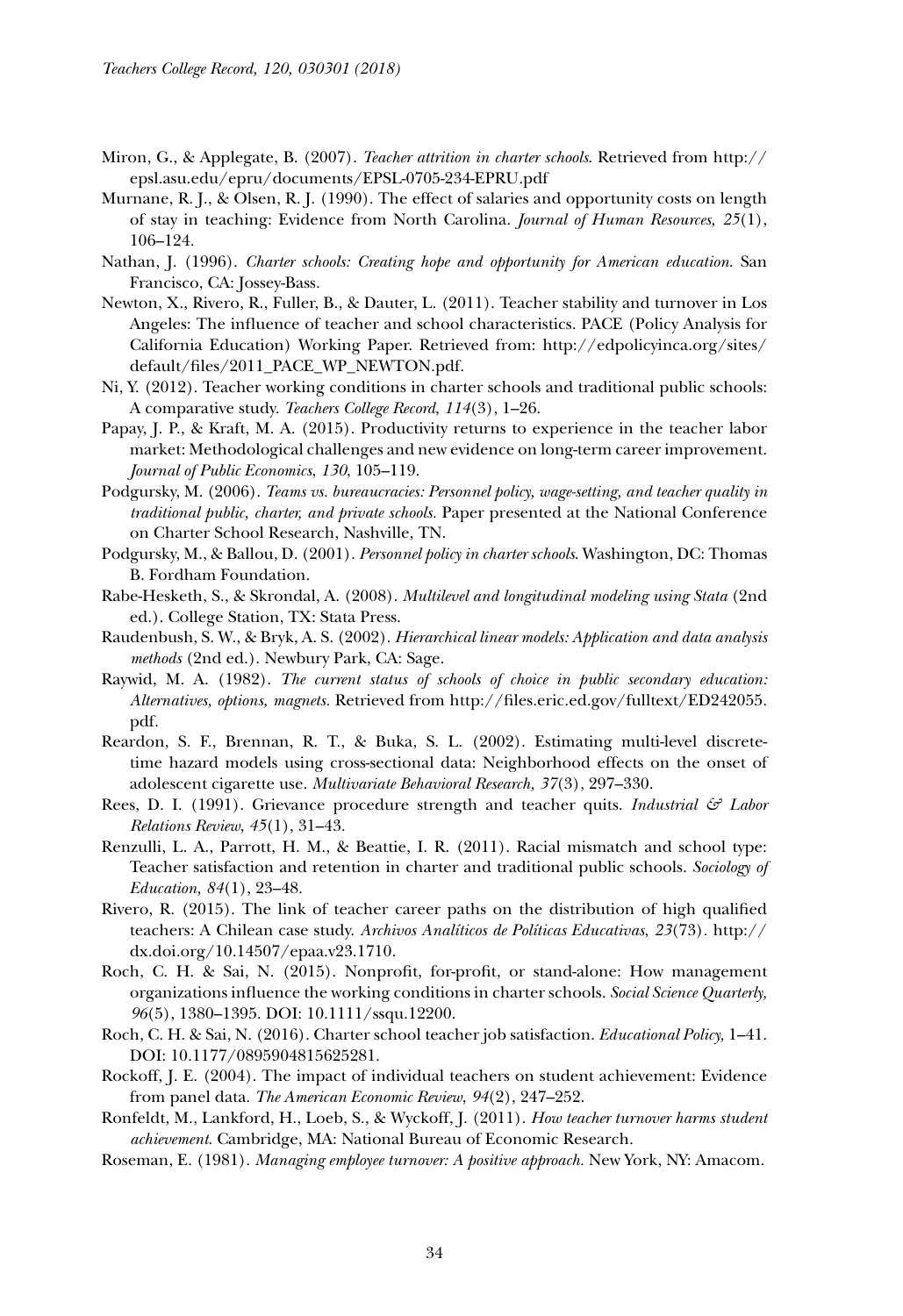Miron, G., & Applegate, B. (2007). *Teacher attrition in charter schools*. Retrieved from http://epsl.asu.edu/epru/documents/EPSL-0705-234-EPRU.pdf

Murnane, R. J., & Olsen, R. J. (1990). The effect of salaries and opportunity costs on length of stay in teaching: Evidence from North Carolina. *Journal of Human Resources, 25*(1), 106–124.

Nathan, J. (1996). *Charter schools: Creating hope and opportunity for American education*. San Francisco, CA: Jossey-Bass.

Newton, X., Rivero, R., Fuller, B., & Dauter, L. (2011). Teacher stability and turnover in Los Angeles: The influence of teacher and school characteristics. PACE (Policy Analysis for California Education) Working Paper. Retrieved from: http://edpolicyinca.org/sites/default/files/2011_PACE_WP_NEWTON.pdf.

Ni, Y. (2012). Teacher working conditions in charter schools and traditional public schools: A comparative study. *Teachers College Record*, *114*(3), 1–26.

Papay, J. P., & Kraft, M. A. (2015). Productivity returns to experience in the teacher labor market: Methodological challenges and new evidence on long-term career improvement. *Journal of Public Economics*, *130*, 105–119.

Podgursky, M. (2006). *Teams vs. bureaucracies: Personnel policy, wage-setting, and teacher quality in traditional public, charter, and private schools*. Paper presented at the National Conference on Charter School Research, Nashville, TN.

Podgursky, M., & Ballou, D. (2001). *Personnel policy in charter schools*. Washington, DC: Thomas B. Fordham Foundation.

Rabe-Hesketh, S., & Skrondal, A. (2008). *Multilevel and longitudinal modeling using Stata* (2nd ed.). College Station, TX: Stata Press.

Raudenbush, S. W., & Bryk, A. S. (2002). *Hierarchical linear models: Application and data analysis methods* (2nd ed.). Newbury Park, CA: Sage.

Raywid, M. A. (1982). *The current status of schools of choice in public secondary education: Alternatives, options, magnets*. Retrieved from http://files.eric.ed.gov/fulltext/ED242055.pdf.

Reardon, S. F., Brennan, R. T., & Buka, S. L. (2002). Estimating multi-level discrete-time hazard models using cross-sectional data: Neighborhood effects on the onset of adolescent cigarette use. *Multivariate Behavioral Research, 37*(3), 297–330.

Rees, D. I. (1991). Grievance procedure strength and teacher quits. *Industrial & Labor Relations Review*, *45*(1), 31–43.

Renzulli, L. A., Parrott, H. M., & Beattie, I. R. (2011). Racial mismatch and school type: Teacher satisfaction and retention in charter and traditional public schools. *Sociology of Education, 84*(1), 23–48.

Rivero, R. (2015). The link of teacher career paths on the distribution of high qualified teachers: A Chilean case study. *Archivos Analíticos de Políticas Educativas*, *23*(73). http://dx.doi.org/10.14507/epaa.v23.1710.

Roch, C. H. & Sai, N. (2015). Nonprofit, for-profit, or stand-alone: How management organizations influence the working conditions in charter schools. *Social Science Quarterly, 96*(5), 1380–1395. DOI: 10.1111/ssqu.12200.

Roch, C. H. & Sai, N. (2016). Charter school teacher job satisfaction. *Educational Policy*, 1–41. DOI: 10.1177/0895904815625281.

Rockoff, J. E. (2004). The impact of individual teachers on student achievement: Evidence from panel data. *The American Economic Review*, *94*(2), 247–252.

Ronfeldt, M., Lankford, H., Loeb, S., & Wyckoff, J. (2011). *How teacher turnover harms student achievement*. Cambridge, MA: National Bureau of Economic Research.

Roseman, E. (1981). *Managing employee turnover: A positive approach.* New York, NY: Amacom.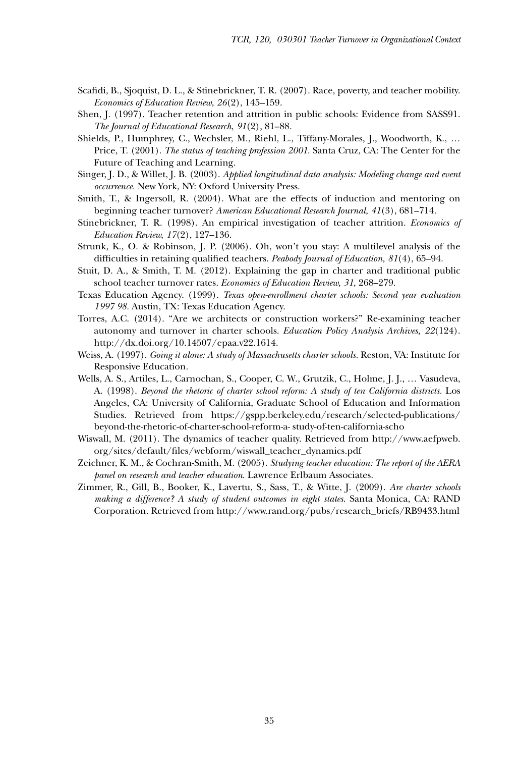Scafidi, B., Sjoquist, D. L., & Stinebrickner, T. R. (2007). Race, poverty, and teacher mobility. *Economics of Education Review, 26*(2), 145–159.

Shen, J. (1997). Teacher retention and attrition in public schools: Evidence from SASS91. *The Journal of Educational Research, 91*(2), 81–88.

Shields, P., Humphrey, C., Wechsler, M., Riehl, L., Tiffany-Morales, J., Woodworth, K., … Price, T. (2001). *The status of teaching profession 2001.* Santa Cruz, CA: The Center for the Future of Teaching and Learning.

Singer, J. D., & Willet, J. B. (2003). *Applied longitudinal data analysis: Modeling change and event occurrence.* New York, NY: Oxford University Press.

Smith, T., & Ingersoll, R. (2004). What are the effects of induction and mentoring on beginning teacher turnover? *American Educational Research Journal, 41*(3), 681–714.

Stinebrickner, T. R. (1998). An empirical investigation of teacher attrition. *Economics of Education Review, 17*(2), 127–136.

Strunk, K., O. & Robinson, J. P. (2006). Oh, won't you stay: A multilevel analysis of the difficulties in retaining qualified teachers. *Peabody Journal of Education, 81*(4), 65–94.

Stuit, D. A., & Smith, T. M. (2012). Explaining the gap in charter and traditional public school teacher turnover rates. *Economics of Education Review, 31,* 268–279.

Texas Education Agency. (1999). *Texas open-enrollment charter schools: Second year evaluation 1997 98.* Austin, TX: Texas Education Agency.

Torres, A.C. (2014). "Are we architects or construction workers?" Re-examining teacher autonomy and turnover in charter schools. *Education Policy Analysis Archives, 22*(124). http://dx.doi.org/10.14507/epaa.v22.1614.

Weiss, A. (1997). *Going it alone: A study of Massachusetts charter schools.* Reston, VA: Institute for Responsive Education.

Wells, A. S., Artiles, L., Carnochan, S., Cooper, C. W., Grutzik, C., Holme, J. J., … Vasudeva, A. (1998). *Beyond the rhetoric of charter school reform: A study of ten California districts.* Los Angeles, CA: University of California, Graduate School of Education and Information Studies. Retrieved from https://gspp.berkeley.edu/research/selected-publications/beyond-the-rhetoric-of-charter-school-reform-a- study-of-ten-california-scho

Wiswall, M. (2011). The dynamics of teacher quality. Retrieved from http://www.aefpweb.org/sites/default/files/webform/wiswall_teacher_dynamics.pdf

Zeichner, K. M., & Cochran-Smith, M. (2005). *Studying teacher education: The report of the AERA panel on research and teacher education*. Lawrence Erlbaum Associates.

Zimmer, R., Gill, B., Booker, K., Lavertu, S., Sass, T., & Witte, J. (2009). *Are charter schools making a difference? A study of student outcomes in eight states*. Santa Monica, CA: RAND Corporation. Retrieved from http://www.rand.org/pubs/research_briefs/RB9433.html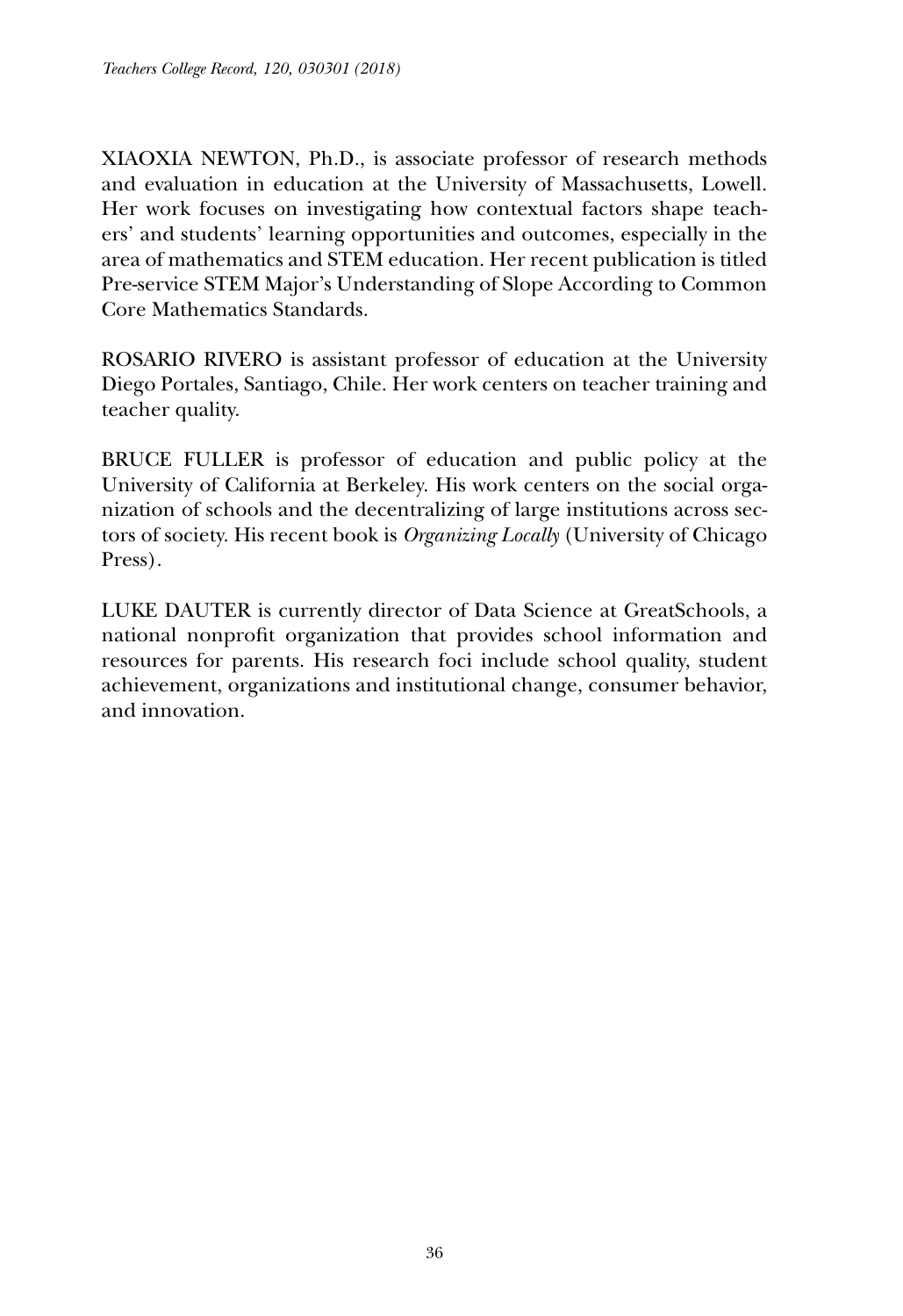XIAOXIA NEWTON, Ph.D., is associate professor of research methods and evaluation in education at the University of Massachusetts, Lowell. Her work focuses on investigating how contextual factors shape teachers' and students' learning opportunities and outcomes, especially in the area of mathematics and STEM education. Her recent publication is titled Pre-service STEM Major's Understanding of Slope According to Common Core Mathematics Standards.

ROSARIO RIVERO is assistant professor of education at the University Diego Portales, Santiago, Chile. Her work centers on teacher training and teacher quality.

BRUCE FULLER is professor of education and public policy at the University of California at Berkeley. His work centers on the social organization of schools and the decentralizing of large institutions across sectors of society. His recent book is *Organizing Locally* (University of Chicago Press).

LUKE DAUTER is currently director of Data Science at GreatSchools, a national nonprofit organization that provides school information and resources for parents. His research foci include school quality, student achievement, organizations and institutional change, consumer behavior, and innovation.